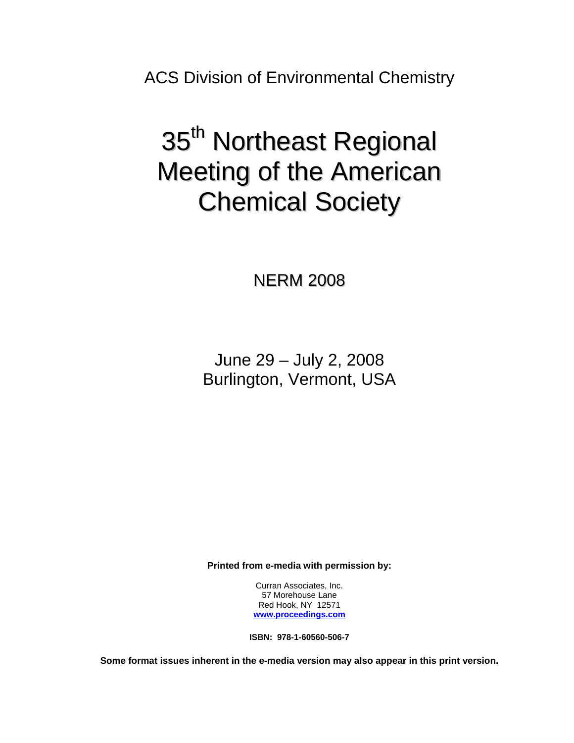ACS Division of Environmental Chemistry

# 35th Northeast Regional Meeting of the American Chemical Society

## NERM 2008

June 29 – July 2, 2008
Burlington, Vermont, USA

**Printed from e-media with permission by:**

Curran Associates, Inc.
57 Morehouse Lane
Red Hook, NY 12571
**www.proceedings.com**

**ISBN: 978-1-60560-506-7**

**Some format issues inherent in the e-media version may also appear in this print version.**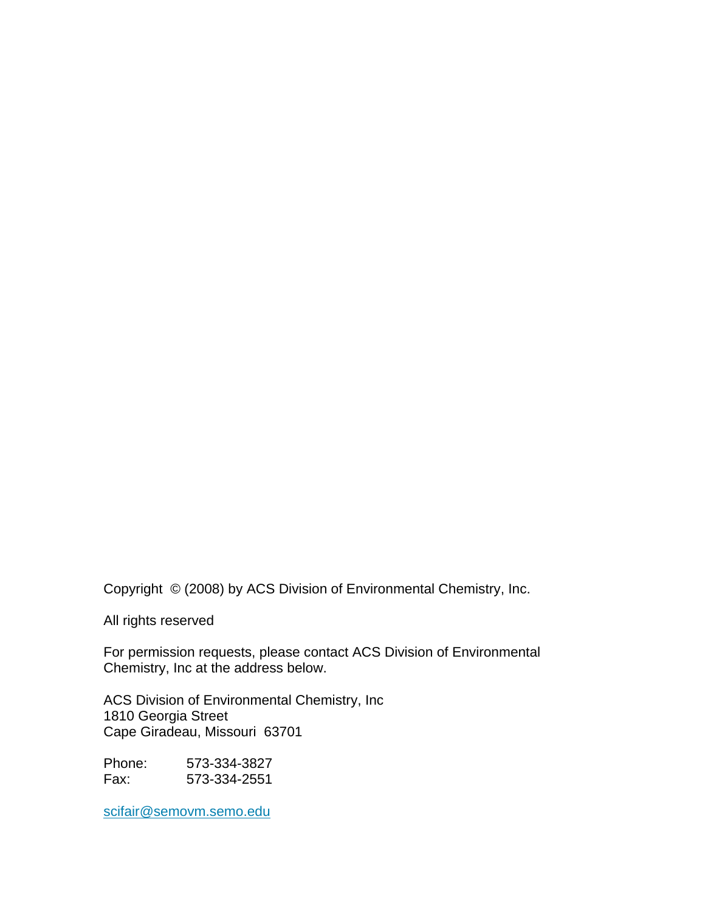Copyright © (2008) by ACS Division of Environmental Chemistry, Inc.

All rights reserved

For permission requests, please contact ACS Division of Environmental Chemistry, Inc at the address below.

ACS Division of Environmental Chemistry, Inc
1810 Georgia Street
Cape Giradeau, Missouri 63701

Phone: 573-334-3827
Fax: 573-334-2551

scifair@semovm.semo.edu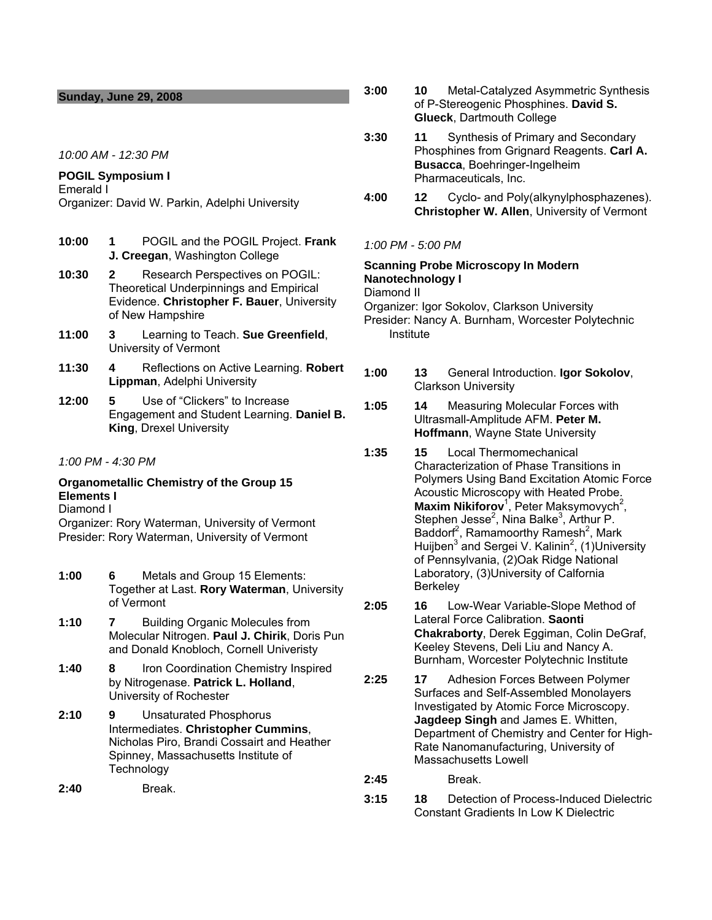## Sunday, June 29, 2008

*10:00 AM - 12:30 PM*

**POGIL Symposium I**
Emerald I
Organizer: David W. Parkin, Adelphi University

**10:00** **1** POGIL and the POGIL Project. **Frank J. Creegan**, Washington College

**10:30** **2** Research Perspectives on POGIL: Theoretical Underpinnings and Empirical Evidence. **Christopher F. Bauer**, University of New Hampshire

**11:00** **3** Learning to Teach. **Sue Greenfield**, University of Vermont

**11:30** **4** Reflections on Active Learning. **Robert Lippman**, Adelphi University

**12:00** **5** Use of "Clickers" to Increase Engagement and Student Learning. **Daniel B. King**, Drexel University

*1:00 PM - 4:30 PM*

**Organometallic Chemistry of the Group 15 Elements I**
Diamond I
Organizer: Rory Waterman, University of Vermont
Presider: Rory Waterman, University of Vermont

**1:00** **6** Metals and Group 15 Elements: Together at Last. **Rory Waterman**, University of Vermont

**1:10** **7** Building Organic Molecules from Molecular Nitrogen. **Paul J. Chirik**, Doris Pun and Donald Knobloch, Cornell Univeristy

**1:40** **8** Iron Coordination Chemistry Inspired by Nitrogenase. **Patrick L. Holland**, University of Rochester

**2:10** **9** Unsaturated Phosphorus Intermediates. **Christopher Cummins**, Nicholas Piro, Brandi Cossairt and Heather Spinney, Massachusetts Institute of Technology

**2:40** Break.

**3:00** **10** Metal-Catalyzed Asymmetric Synthesis of P-Stereogenic Phosphines. **David S. Glueck**, Dartmouth College

**3:30** **11** Synthesis of Primary and Secondary Phosphines from Grignard Reagents. **Carl A. Busacca**, Boehringer-Ingelheim Pharmaceuticals, Inc.

**4:00** **12** Cyclo- and Poly(alkynylphosphazenes). **Christopher W. Allen**, University of Vermont

*1:00 PM - 5:00 PM*

**Scanning Probe Microscopy In Modern Nanotechnology I**
Diamond II
Organizer: Igor Sokolov, Clarkson University
Presider: Nancy A. Burnham, Worcester Polytechnic Institute

**1:00** **13** General Introduction. **Igor Sokolov**, Clarkson University

**1:05** **14** Measuring Molecular Forces with Ultrasmall-Amplitude AFM. **Peter M. Hoffmann**, Wayne State University

**1:35** **15** Local Thermomechanical Characterization of Phase Transitions in Polymers Using Band Excitation Atomic Force Acoustic Microscopy with Heated Probe. **Maxim Nikiforov**[1], Peter Maksymovych[2], Stephen Jesse[2], Nina Balke[3], Arthur P. Baddorf[2], Ramamoorthy Ramesh[2], Mark Huijben[3] and Sergei V. Kalinin[2], (1)University of Pennsylvania, (2)Oak Ridge National Laboratory, (3)University of Calfornia Berkeley

**2:05** **16** Low-Wear Variable-Slope Method of Lateral Force Calibration. **Saonti Chakraborty**, Derek Eggiman, Colin DeGraf, Keeley Stevens, Deli Liu and Nancy A. Burnham, Worcester Polytechnic Institute

**2:25** **17** Adhesion Forces Between Polymer Surfaces and Self-Assembled Monolayers Investigated by Atomic Force Microscopy. **Jagdeep Singh** and James E. Whitten, Department of Chemistry and Center for High-Rate Nanomanufacturing, University of Massachusetts Lowell

**2:45** Break.

**3:15** **18** Detection of Process-Induced Dielectric Constant Gradients In Low K Dielectric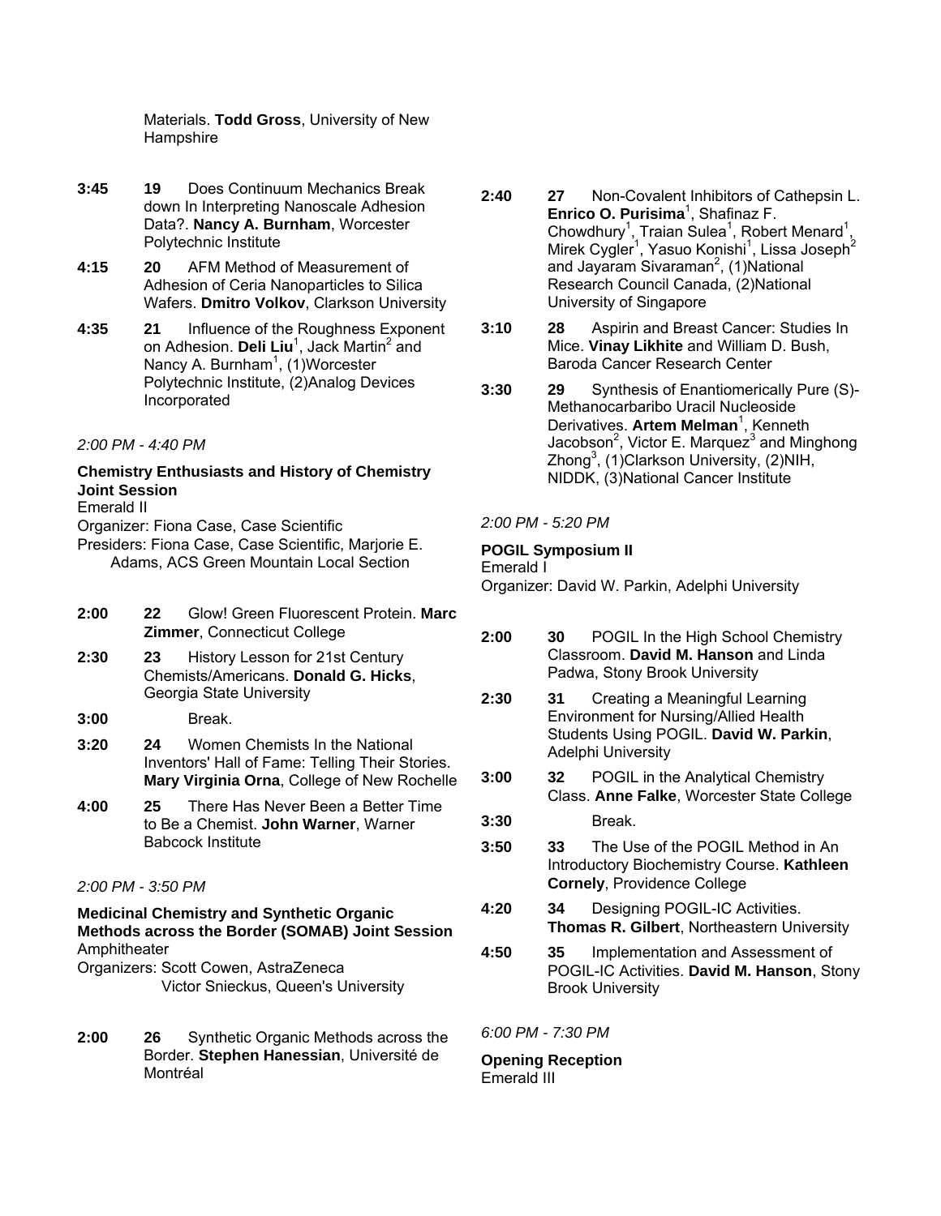Materials. **Todd Gross**, University of New Hampshire

**3:45** **19** Does Continuum Mechanics Break down In Interpreting Nanoscale Adhesion Data?. **Nancy A. Burnham**, Worcester Polytechnic Institute

**4:15** **20** AFM Method of Measurement of Adhesion of Ceria Nanoparticles to Silica Wafers. **Dmitro Volkov**, Clarkson University

**4:35** **21** Influence of the Roughness Exponent on Adhesion. **Deli Liu**[1], Jack Martin[2] and Nancy A. Burnham[1], (1)Worcester Polytechnic Institute, (2)Analog Devices Incorporated

*2:00 PM - 4:40 PM*

**Chemistry Enthusiasts and History of Chemistry Joint Session**
Emerald II
Organizer: Fiona Case, Case Scientific
Presiders: Fiona Case, Case Scientific, Marjorie E. Adams, ACS Green Mountain Local Section

**2:00** **22** Glow! Green Fluorescent Protein. **Marc Zimmer**, Connecticut College

**2:30** **23** History Lesson for 21st Century Chemists/Americans. **Donald G. Hicks**, Georgia State University

**3:00** Break.

**3:20** **24** Women Chemists In the National Inventors' Hall of Fame: Telling Their Stories. **Mary Virginia Orna**, College of New Rochelle

**4:00** **25** There Has Never Been a Better Time to Be a Chemist. **John Warner**, Warner Babcock Institute

*2:00 PM - 3:50 PM*

**Medicinal Chemistry and Synthetic Organic Methods across the Border (SOMAB) Joint Session**
Amphitheater
Organizers: Scott Cowen, AstraZeneca
Victor Snieckus, Queen's University

**2:00** **26** Synthetic Organic Methods across the Border. **Stephen Hanessian**, Université de Montréal

**2:40** **27** Non-Covalent Inhibitors of Cathepsin L. **Enrico O. Purisima**[1], Shafinaz F. Chowdhury[1], Traian Sulea[1], Robert Menard[1], Mirek Cygler[1], Yasuo Konishi[1], Lissa Joseph[2] and Jayaram Sivaraman[2], (1)National Research Council Canada, (2)National University of Singapore

**3:10** **28** Aspirin and Breast Cancer: Studies In Mice. **Vinay Likhite** and William D. Bush, Baroda Cancer Research Center

**3:30** **29** Synthesis of Enantiomerically Pure (S)-Methanocarbaribo Uracil Nucleoside Derivatives. **Artem Melman**[1], Kenneth Jacobson[2], Victor E. Marquez[3] and Minghong Zhong[3], (1)Clarkson University, (2)NIH, NIDDK, (3)National Cancer Institute

*2:00 PM - 5:20 PM*

**POGIL Symposium II**
Emerald I
Organizer: David W. Parkin, Adelphi University

**2:00** **30** POGIL In the High School Chemistry Classroom. **David M. Hanson** and Linda Padwa, Stony Brook University

**2:30** **31** Creating a Meaningful Learning Environment for Nursing/Allied Health Students Using POGIL. **David W. Parkin**, Adelphi University

**3:00** **32** POGIL in the Analytical Chemistry Class. **Anne Falke**, Worcester State College

**3:30** Break.

**3:50** **33** The Use of the POGIL Method in An Introductory Biochemistry Course. **Kathleen Cornely**, Providence College

**4:20** **34** Designing POGIL-IC Activities. **Thomas R. Gilbert**, Northeastern University

**4:50** **35** Implementation and Assessment of POGIL-IC Activities. **David M. Hanson**, Stony Brook University

*6:00 PM - 7:30 PM*

**Opening Reception**
Emerald III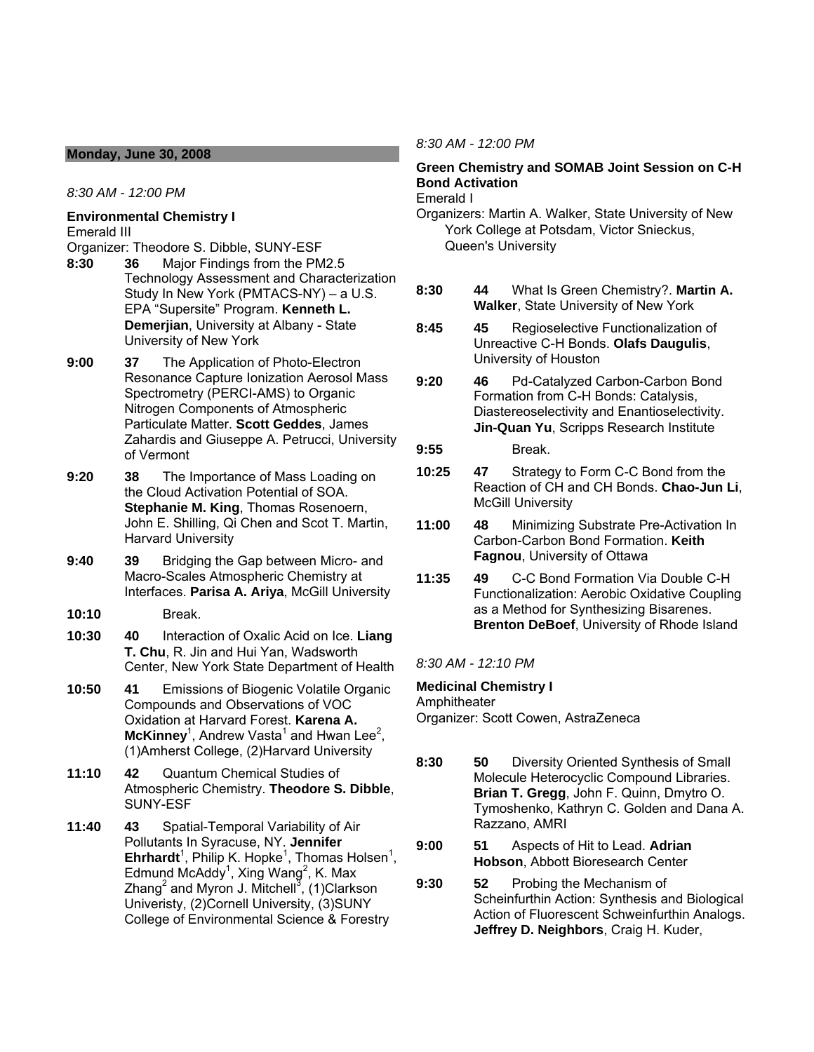## Monday, June 30, 2008

*8:30 AM - 12:00 PM*

**Environmental Chemistry I**
Emerald III
Organizer: Theodore S. Dibble, SUNY-ESF

**8:30** **36** Major Findings from the PM2.5 Technology Assessment and Characterization Study In New York (PMTACS-NY) – a U.S. EPA "Supersite" Program. **Kenneth L. Demerjian**, University at Albany - State University of New York

**9:00** **37** The Application of Photo-Electron Resonance Capture Ionization Aerosol Mass Spectrometry (PERCI-AMS) to Organic Nitrogen Components of Atmospheric Particulate Matter. **Scott Geddes**, James Zahardis and Giuseppe A. Petrucci, University of Vermont

**9:20** **38** The Importance of Mass Loading on the Cloud Activation Potential of SOA. **Stephanie M. King**, Thomas Rosenoern, John E. Shilling, Qi Chen and Scot T. Martin, Harvard University

**9:40** **39** Bridging the Gap between Micro- and Macro-Scales Atmospheric Chemistry at Interfaces. **Parisa A. Ariya**, McGill University

**10:10** Break.

**10:30** **40** Interaction of Oxalic Acid on Ice. **Liang T. Chu**, R. Jin and Hui Yan, Wadsworth Center, New York State Department of Health

**10:50** **41** Emissions of Biogenic Volatile Organic Compounds and Observations of VOC Oxidation at Harvard Forest. **Karena A. McKinney**[1], Andrew Vasta[1] and Hwan Lee[2], (1)Amherst College, (2)Harvard University

**11:10** **42** Quantum Chemical Studies of Atmospheric Chemistry. **Theodore S. Dibble**, SUNY-ESF

**11:40** **43** Spatial-Temporal Variability of Air Pollutants In Syracuse, NY. **Jennifer Ehrhardt**[1], Philip K. Hopke[1], Thomas Holsen[1], Edmund McAddy[1], Xing Wang[2], K. Max Zhang[2] and Myron J. Mitchell[3], (1)Clarkson Univeristy, (2)Cornell University, (3)SUNY College of Environmental Science & Forestry

*8:30 AM - 12:00 PM*

**Green Chemistry and SOMAB Joint Session on C-H Bond Activation**
Emerald I
Organizers: Martin A. Walker, State University of New York College at Potsdam, Victor Snieckus, Queen's University

**8:30** **44** What Is Green Chemistry?. **Martin A. Walker**, State University of New York

**8:45** **45** Regioselective Functionalization of Unreactive C-H Bonds. **Olafs Daugulis**, University of Houston

**9:20** **46** Pd-Catalyzed Carbon-Carbon Bond Formation from C-H Bonds: Catalysis, Diastereoselectivity and Enantioselectivity. **Jin-Quan Yu**, Scripps Research Institute

**9:55** Break.

**10:25** **47** Strategy to Form C-C Bond from the Reaction of CH and CH Bonds. **Chao-Jun Li**, McGill University

**11:00** **48** Minimizing Substrate Pre-Activation In Carbon-Carbon Bond Formation. **Keith Fagnou**, University of Ottawa

**11:35** **49** C-C Bond Formation Via Double C-H Functionalization: Aerobic Oxidative Coupling as a Method for Synthesizing Bisarenes. **Brenton DeBoef**, University of Rhode Island

*8:30 AM - 12:10 PM*

**Medicinal Chemistry I**
Amphitheater
Organizer: Scott Cowen, AstraZeneca

**8:30** **50** Diversity Oriented Synthesis of Small Molecule Heterocyclic Compound Libraries. **Brian T. Gregg**, John F. Quinn, Dmytro O. Tymoshenko, Kathryn C. Golden and Dana A. Razzano, AMRI

**9:00** **51** Aspects of Hit to Lead. **Adrian Hobson**, Abbott Bioresearch Center

**9:30** **52** Probing the Mechanism of Scheinfurthin Action: Synthesis and Biological Action of Fluorescent Schweinfurthin Analogs. **Jeffrey D. Neighbors**, Craig H. Kuder,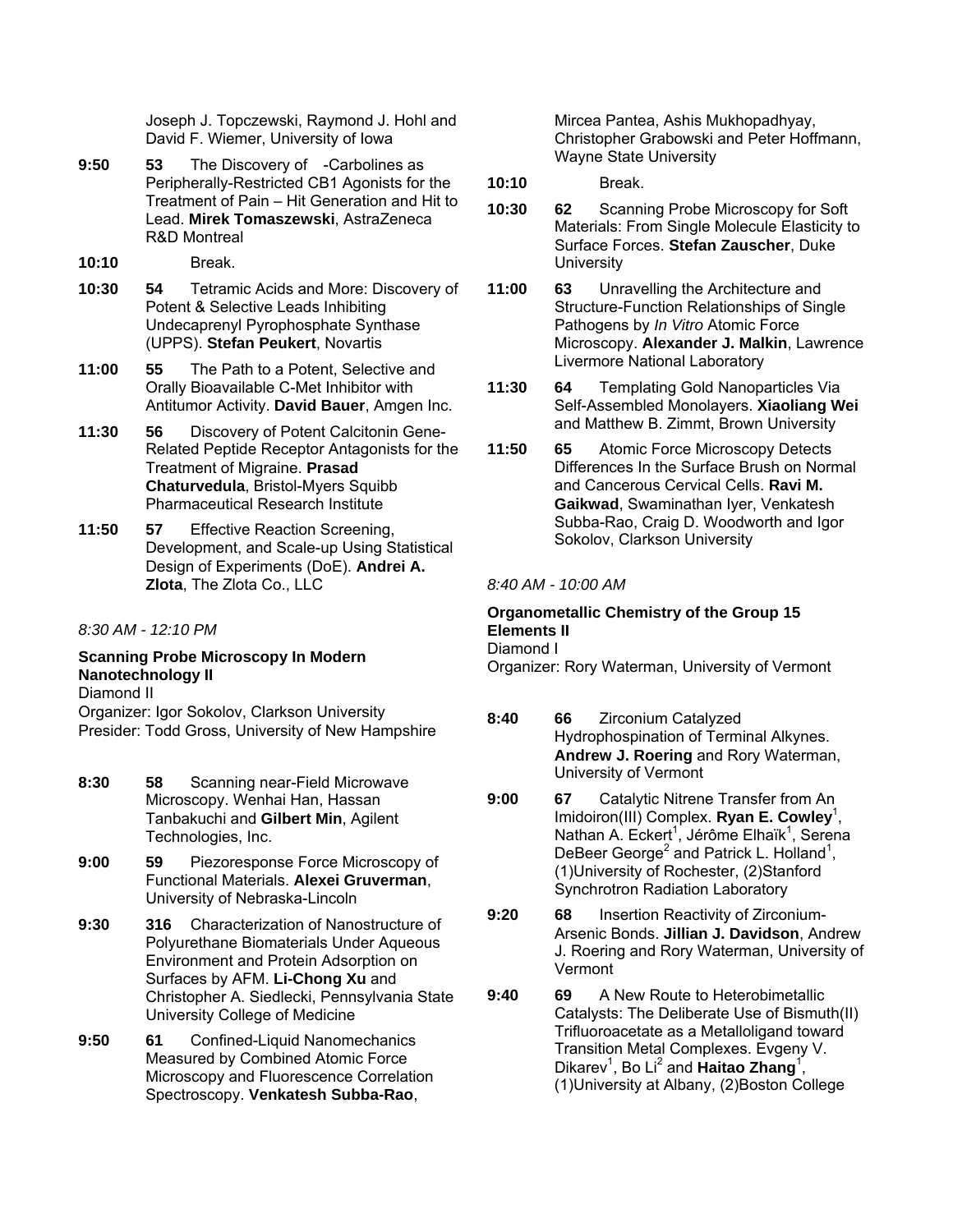Joseph J. Topczewski, Raymond J. Hohl and David F. Wiemer, University of Iowa

**9:50** **53** The Discovery of -Carbolines as Peripherally-Restricted CB1 Agonists for the Treatment of Pain – Hit Generation and Hit to Lead. **Mirek Tomaszewski**, AstraZeneca R&D Montreal

**10:10** Break.

**10:30** **54** Tetramic Acids and More: Discovery of Potent & Selective Leads Inhibiting Undecaprenyl Pyrophosphate Synthase (UPPS). **Stefan Peukert**, Novartis

**11:00** **55** The Path to a Potent, Selective and Orally Bioavailable C-Met Inhibitor with Antitumor Activity. **David Bauer**, Amgen Inc.

**11:30** **56** Discovery of Potent Calcitonin Gene-Related Peptide Receptor Antagonists for the Treatment of Migraine. **Prasad Chaturvedula**, Bristol-Myers Squibb Pharmaceutical Research Institute

**11:50** **57** Effective Reaction Screening, Development, and Scale-up Using Statistical Design of Experiments (DoE). **Andrei A. Zlota**, The Zlota Co., LLC

*8:30 AM - 12:10 PM*

**Scanning Probe Microscopy In Modern Nanotechnology II**
Diamond II
Organizer: Igor Sokolov, Clarkson University
Presider: Todd Gross, University of New Hampshire

**8:30** **58** Scanning near-Field Microwave Microscopy. Wenhai Han, Hassan Tanbakuchi and **Gilbert Min**, Agilent Technologies, Inc.

**9:00** **59** Piezoresponse Force Microscopy of Functional Materials. **Alexei Gruverman**, University of Nebraska-Lincoln

**9:30** **316** Characterization of Nanostructure of Polyurethane Biomaterials Under Aqueous Environment and Protein Adsorption on Surfaces by AFM. **Li-Chong Xu** and Christopher A. Siedlecki, Pennsylvania State University College of Medicine

**9:50** **61** Confined-Liquid Nanomechanics Measured by Combined Atomic Force Microscopy and Fluorescence Correlation Spectroscopy. **Venkatesh Subba-Rao**, Mircea Pantea, Ashis Mukhopadhyay, Christopher Grabowski and Peter Hoffmann, Wayne State University

**10:10** Break.

**10:30** **62** Scanning Probe Microscopy for Soft Materials: From Single Molecule Elasticity to Surface Forces. **Stefan Zauscher**, Duke University

**11:00** **63** Unravelling the Architecture and Structure-Function Relationships of Single Pathogens by *In Vitro* Atomic Force Microscopy. **Alexander J. Malkin**, Lawrence Livermore National Laboratory

**11:30** **64** Templating Gold Nanoparticles Via Self-Assembled Monolayers. **Xiaoliang Wei** and Matthew B. Zimmt, Brown University

**11:50** **65** Atomic Force Microscopy Detects Differences In the Surface Brush on Normal and Cancerous Cervical Cells. **Ravi M. Gaikwad**, Swaminathan Iyer, Venkatesh Subba-Rao, Craig D. Woodworth and Igor Sokolov, Clarkson University

*8:40 AM - 10:00 AM*

**Organometallic Chemistry of the Group 15 Elements II**
Diamond I
Organizer: Rory Waterman, University of Vermont

**8:40** **66** Zirconium Catalyzed Hydrophospination of Terminal Alkynes. **Andrew J. Roering** and Rory Waterman, University of Vermont

**9:00** **67** Catalytic Nitrene Transfer from An Imidoiron(III) Complex. **Ryan E. Cowley**[1], Nathan A. Eckert[1], Jérôme Elhaïk[1], Serena DeBeer George[2] and Patrick L. Holland[1], (1)University of Rochester, (2)Stanford Synchrotron Radiation Laboratory

**9:20** **68** Insertion Reactivity of Zirconium-Arsenic Bonds. **Jillian J. Davidson**, Andrew J. Roering and Rory Waterman, University of Vermont

**9:40** **69** A New Route to Heterobimetallic Catalysts: The Deliberate Use of Bismuth(II) Trifluoroacetate as a Metalloligand toward Transition Metal Complexes. Evgeny V. Dikarev[1], Bo Li[2] and **Haitao Zhang**[1], (1)University at Albany, (2)Boston College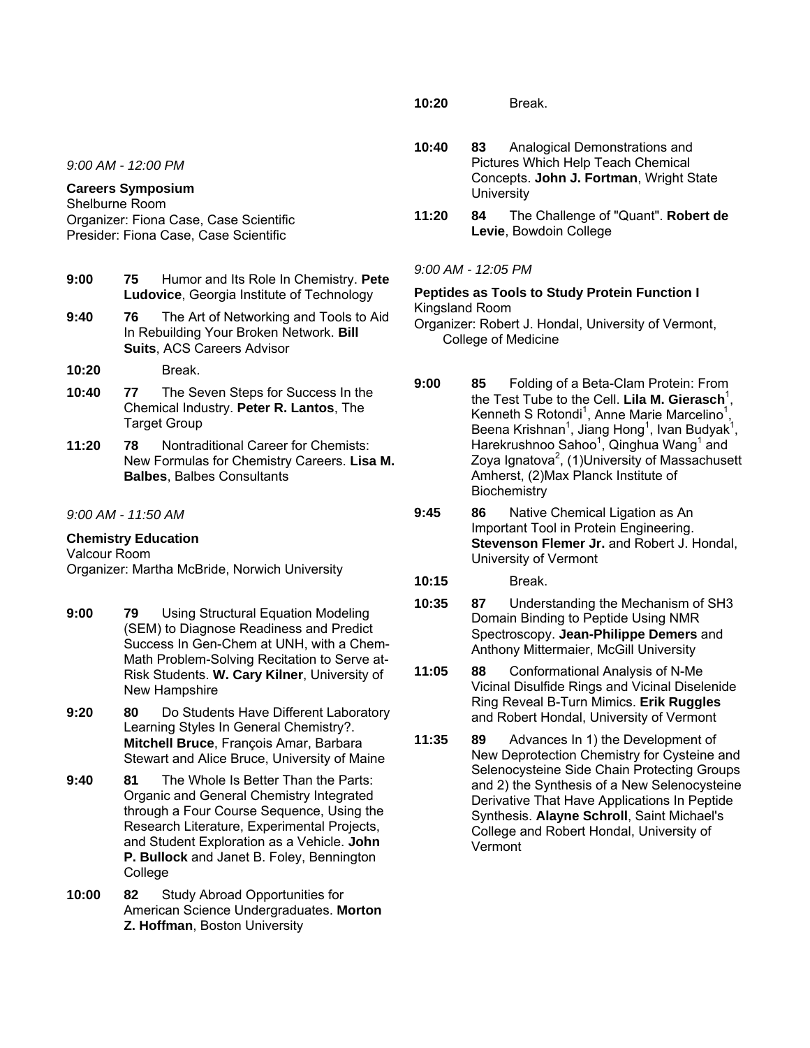*9:00 AM - 12:00 PM*

**Careers Symposium**
Shelburne Room
Organizer: Fiona Case, Case Scientific
Presider: Fiona Case, Case Scientific

**9:00** **75** Humor and Its Role In Chemistry. **Pete Ludovice**, Georgia Institute of Technology

**9:40** **76** The Art of Networking and Tools to Aid In Rebuilding Your Broken Network. **Bill Suits**, ACS Careers Advisor

**10:20** Break.

**10:40** **77** The Seven Steps for Success In the Chemical Industry. **Peter R. Lantos**, The Target Group

**11:20** **78** Nontraditional Career for Chemists: New Formulas for Chemistry Careers. **Lisa M. Balbes**, Balbes Consultants

*9:00 AM - 11:50 AM*

**Chemistry Education**
Valcour Room
Organizer: Martha McBride, Norwich University

**9:00** **79** Using Structural Equation Modeling (SEM) to Diagnose Readiness and Predict Success In Gen-Chem at UNH, with a Chem-Math Problem-Solving Recitation to Serve at-Risk Students. **W. Cary Kilner**, University of New Hampshire

**9:20** **80** Do Students Have Different Laboratory Learning Styles In General Chemistry?. **Mitchell Bruce**, François Amar, Barbara Stewart and Alice Bruce, University of Maine

**9:40** **81** The Whole Is Better Than the Parts: Organic and General Chemistry Integrated through a Four Course Sequence, Using the Research Literature, Experimental Projects, and Student Exploration as a Vehicle. **John P. Bullock** and Janet B. Foley, Bennington College

**10:00** **82** Study Abroad Opportunities for American Science Undergraduates. **Morton Z. Hoffman**, Boston University

**10:20** Break.

**10:40** **83** Analogical Demonstrations and Pictures Which Help Teach Chemical Concepts. **John J. Fortman**, Wright State University

**11:20** **84** The Challenge of "Quant". **Robert de Levie**, Bowdoin College

*9:00 AM - 12:05 PM*

**Peptides as Tools to Study Protein Function I**
Kingsland Room
Organizer: Robert J. Hondal, University of Vermont, College of Medicine

**9:00** **85** Folding of a Beta-Clam Protein: From the Test Tube to the Cell. **Lila M. Gierasch**[1], Kenneth S Rotondi[1], Anne Marie Marcelino[1], Beena Krishnan[1], Jiang Hong[1], Ivan Budyak[1], Harekrushnoo Sahoo[1], Qinghua Wang[1] and Zoya Ignatova[2], (1)University of Massachusett Amherst, (2)Max Planck Institute of Biochemistry

**9:45** **86** Native Chemical Ligation as An Important Tool in Protein Engineering. **Stevenson Flemer Jr.** and Robert J. Hondal, University of Vermont

**10:15** Break.

**10:35** **87** Understanding the Mechanism of SH3 Domain Binding to Peptide Using NMR Spectroscopy. **Jean-Philippe Demers** and Anthony Mittermaier, McGill University

**11:05** **88** Conformational Analysis of N-Me Vicinal Disulfide Rings and Vicinal Diselenide Ring Reveal B-Turn Mimics. **Erik Ruggles** and Robert Hondal, University of Vermont

**11:35** **89** Advances In 1) the Development of New Deprotection Chemistry for Cysteine and Selenocysteine Side Chain Protecting Groups and 2) the Synthesis of a New Selenocysteine Derivative That Have Applications In Peptide Synthesis. **Alayne Schroll**, Saint Michael's College and Robert Hondal, University of Vermont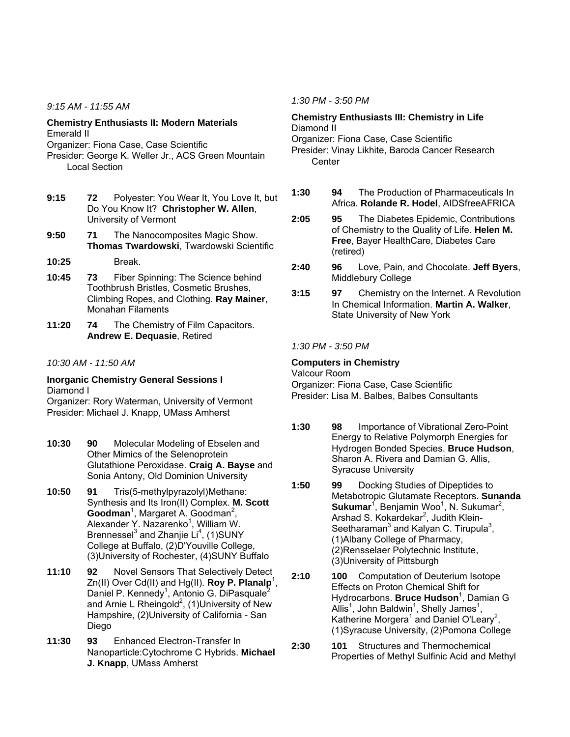*9:15 AM - 11:55 AM*

**Chemistry Enthusiasts II: Modern Materials**
Emerald II
Organizer: Fiona Case, Case Scientific
Presider: George K. Weller Jr., ACS Green Mountain Local Section

**9:15** **72** Polyester: You Wear It, You Love It, but Do You Know It? **Christopher W. Allen**, University of Vermont

**9:50** **71** The Nanocomposites Magic Show. **Thomas Twardowski**, Twardowski Scientific

**10:25** Break.

**10:45** **73** Fiber Spinning: The Science behind Toothbrush Bristles, Cosmetic Brushes, Climbing Ropes, and Clothing. **Ray Mainer**, Monahan Filaments

**11:20** **74** The Chemistry of Film Capacitors. **Andrew E. Dequasie**, Retired

*10:30 AM - 11:50 AM*

**Inorganic Chemistry General Sessions I**
Diamond I
Organizer: Rory Waterman, University of Vermont
Presider: Michael J. Knapp, UMass Amherst

**10:30** **90** Molecular Modeling of Ebselen and Other Mimics of the Selenoprotein Glutathione Peroxidase. **Craig A. Bayse** and Sonia Antony, Old Dominion University

**10:50** **91** Tris(5-methylpyrazolyl)Methane: Synthesis and Its Iron(II) Complex. **M. Scott Goodman**[1], Margaret A. Goodman[2], Alexander Y. Nazarenko[1], William W. Brennessel[3] and Zhanjie Li[4], (1)SUNY College at Buffalo, (2)D'Youville College, (3)University of Rochester, (4)SUNY Buffalo

**11:10** **92** Novel Sensors That Selectively Detect Zn(II) Over Cd(II) and Hg(II). **Roy P. Planalp**[1], Daniel P. Kennedy[1], Antonio G. DiPasquale[2] and Arnie L Rheingold[2], (1)University of New Hampshire, (2)University of California - San Diego

**11:30** **93** Enhanced Electron-Transfer In Nanoparticle:Cytochrome C Hybrids. **Michael J. Knapp**, UMass Amherst

*1:30 PM - 3:50 PM*

**Chemistry Enthusiasts III: Chemistry in Life**
Diamond II
Organizer: Fiona Case, Case Scientific
Presider: Vinay Likhite, Baroda Cancer Research Center

**1:30** **94** The Production of Pharmaceuticals In Africa. **Rolande R. Hodel**, AIDSfreeAFRICA

**2:05** **95** The Diabetes Epidemic, Contributions of Chemistry to the Quality of Life. **Helen M. Free**, Bayer HealthCare, Diabetes Care (retired)

**2:40** **96** Love, Pain, and Chocolate. **Jeff Byers**, Middlebury College

**3:15** **97** Chemistry on the Internet. A Revolution In Chemical Information. **Martin A. Walker**, State University of New York

*1:30 PM - 3:50 PM*

**Computers in Chemistry**
Valcour Room
Organizer: Fiona Case, Case Scientific
Presider: Lisa M. Balbes, Balbes Consultants

**1:30** **98** Importance of Vibrational Zero-Point Energy to Relative Polymorph Energies for Hydrogen Bonded Species. **Bruce Hudson**, Sharon A. Rivera and Damian G. Allis, Syracuse University

**1:50** **99** Docking Studies of Dipeptides to Metabotropic Glutamate Receptors. **Sunanda Sukumar**[1], Benjamin Woo[1], N. Sukumar[2], Arshad S. Kokardekar[2], Judith Klein-Seetharaman[3] and Kalyan C. Tirupula[3], (1)Albany College of Pharmacy, (2)Rensselaer Polytechnic Institute, (3)University of Pittsburgh

**2:10** **100** Computation of Deuterium Isotope Effects on Proton Chemical Shift for Hydrocarbons. **Bruce Hudson**[1], Damian G Allis[1], John Baldwin[1], Shelly James[1], Katherine Morgera[1] and Daniel O'Leary[2], (1)Syracuse University, (2)Pomona College

**2:30** **101** Structures and Thermochemical Properties of Methyl Sulfinic Acid and Methyl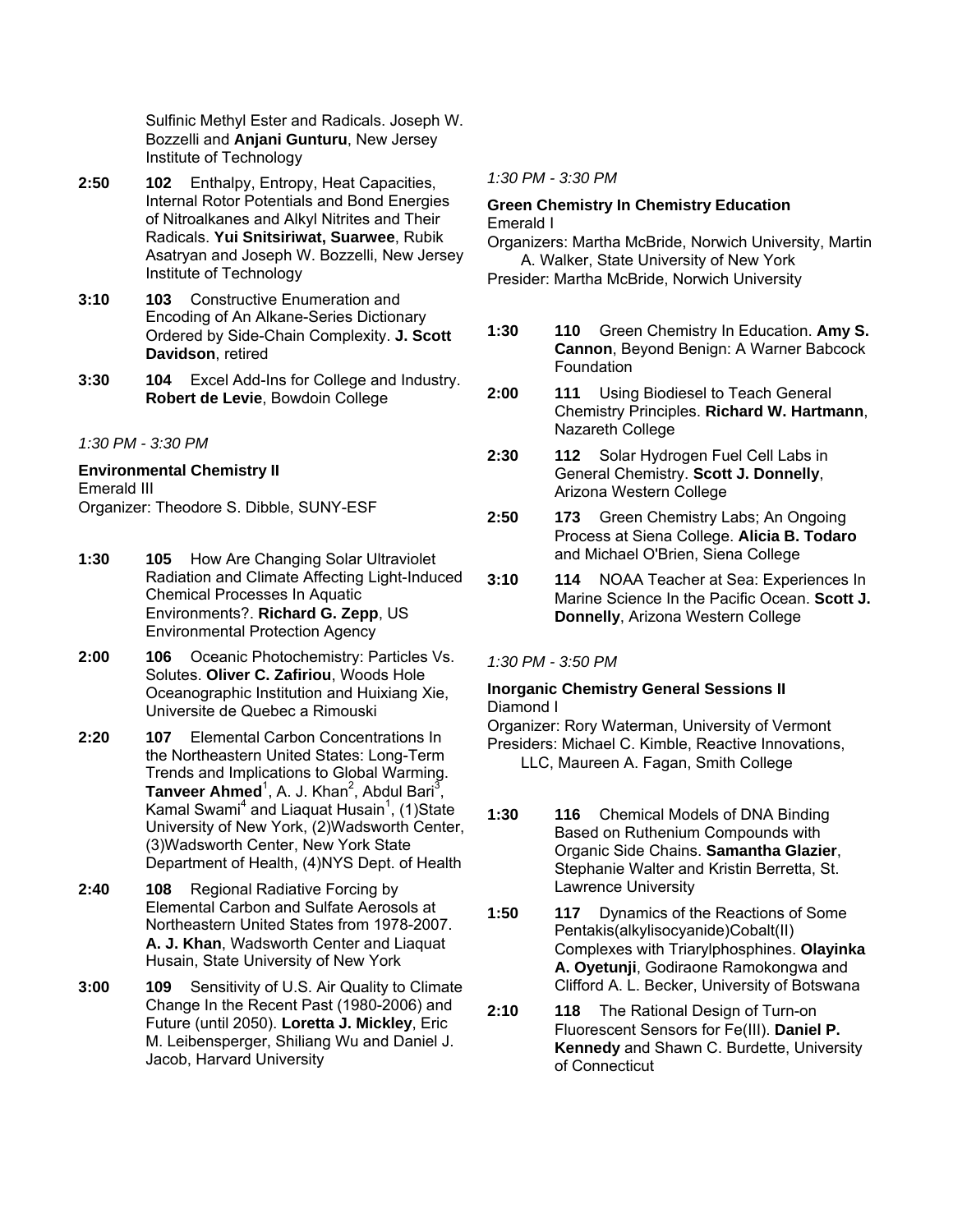Sulfinic Methyl Ester and Radicals. Joseph W. Bozzelli and **Anjani Gunturu**, New Jersey Institute of Technology

**2:50** **102** Enthalpy, Entropy, Heat Capacities, Internal Rotor Potentials and Bond Energies of Nitroalkanes and Alkyl Nitrites and Their Radicals. **Yui Snitsiriwat, Suarwee**, Rubik Asatryan and Joseph W. Bozzelli, New Jersey Institute of Technology

**3:10** **103** Constructive Enumeration and Encoding of An Alkane-Series Dictionary Ordered by Side-Chain Complexity. **J. Scott Davidson**, retired

**3:30** **104** Excel Add-Ins for College and Industry. **Robert de Levie**, Bowdoin College

*1:30 PM - 3:30 PM*

### Environmental Chemistry II

Emerald III

Organizer: Theodore S. Dibble, SUNY-ESF

**1:30** **105** How Are Changing Solar Ultraviolet Radiation and Climate Affecting Light-Induced Chemical Processes In Aquatic Environments?. **Richard G. Zepp**, US Environmental Protection Agency

**2:00** **106** Oceanic Photochemistry: Particles Vs. Solutes. **Oliver C. Zafiriou**, Woods Hole Oceanographic Institution and Huixiang Xie, Universite de Quebec a Rimouski

**2:20** **107** Elemental Carbon Concentrations In the Northeastern United States: Long-Term Trends and Implications to Global Warming. **Tanveer Ahmed**[1], A. J. Khan[2], Abdul Bari[3], Kamal Swami[4] and Liaquat Husain[1], (1)State University of New York, (2)Wadsworth Center, (3)Wadsworth Center, New York State Department of Health, (4)NYS Dept. of Health

**2:40** **108** Regional Radiative Forcing by Elemental Carbon and Sulfate Aerosols at Northeastern United States from 1978-2007. **A. J. Khan**, Wadsworth Center and Liaquat Husain, State University of New York

**3:00** **109** Sensitivity of U.S. Air Quality to Climate Change In the Recent Past (1980-2006) and Future (until 2050). **Loretta J. Mickley**, Eric M. Leibensperger, Shiliang Wu and Daniel J. Jacob, Harvard University

*1:30 PM - 3:30 PM*

### Green Chemistry In Chemistry Education

Emerald I

Organizers: Martha McBride, Norwich University, Martin A. Walker, State University of New York

Presider: Martha McBride, Norwich University

**1:30** **110** Green Chemistry In Education. **Amy S. Cannon**, Beyond Benign: A Warner Babcock Foundation

**2:00** **111** Using Biodiesel to Teach General Chemistry Principles. **Richard W. Hartmann**, Nazareth College

**2:30** **112** Solar Hydrogen Fuel Cell Labs in General Chemistry. **Scott J. Donnelly**, Arizona Western College

**2:50** **173** Green Chemistry Labs; An Ongoing Process at Siena College. **Alicia B. Todaro** and Michael O'Brien, Siena College

**3:10** **114** NOAA Teacher at Sea: Experiences In Marine Science In the Pacific Ocean. **Scott J. Donnelly**, Arizona Western College

*1:30 PM - 3:50 PM*

### Inorganic Chemistry General Sessions II

Diamond I

Organizer: Rory Waterman, University of Vermont

Presiders: Michael C. Kimble, Reactive Innovations, LLC, Maureen A. Fagan, Smith College

**1:30** **116** Chemical Models of DNA Binding Based on Ruthenium Compounds with Organic Side Chains. **Samantha Glazier**, Stephanie Walter and Kristin Berretta, St. Lawrence University

**1:50** **117** Dynamics of the Reactions of Some Pentakis(alkylisocyanide)Cobalt(II) Complexes with Triarylphosphines. **Olayinka A. Oyetunji**, Godiraone Ramokongwa and Clifford A. L. Becker, University of Botswana

**2:10** **118** The Rational Design of Turn-on Fluorescent Sensors for Fe(III). **Daniel P. Kennedy** and Shawn C. Burdette, University of Connecticut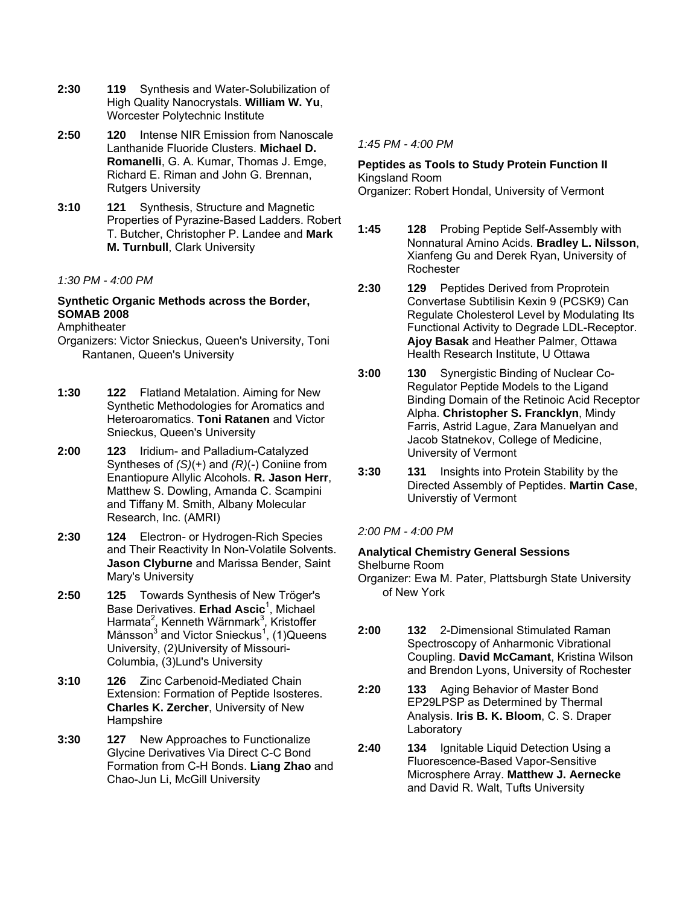**2:30** **119** Synthesis and Water-Solubilization of High Quality Nanocrystals. **William W. Yu**, Worcester Polytechnic Institute

**2:50** **120** Intense NIR Emission from Nanoscale Lanthanide Fluoride Clusters. **Michael D. Romanelli**, G. A. Kumar, Thomas J. Emge, Richard E. Riman and John G. Brennan, Rutgers University

**3:10** **121** Synthesis, Structure and Magnetic Properties of Pyrazine-Based Ladders. Robert T. Butcher, Christopher P. Landee and **Mark M. Turnbull**, Clark University

*1:30 PM - 4:00 PM*

**Synthetic Organic Methods across the Border, SOMAB 2008**
Amphitheater
Organizers: Victor Snieckus, Queen's University, Toni Rantanen, Queen's University

**1:30** **122** Flatland Metalation. Aiming for New Synthetic Methodologies for Aromatics and Heteroaromatics. **Toni Ratanen** and Victor Snieckus, Queen's University

**2:00** **123** Iridium- and Palladium-Catalyzed Syntheses of *(S)*(+) and *(R)*(-) Coniine from Enantiopure Allylic Alcohols. **R. Jason Herr**, Matthew S. Dowling, Amanda C. Scampini and Tiffany M. Smith, Albany Molecular Research, Inc. (AMRI)

**2:30** **124** Electron- or Hydrogen-Rich Species and Their Reactivity In Non-Volatile Solvents. **Jason Clyburne** and Marissa Bender, Saint Mary's University

**2:50** **125** Towards Synthesis of New Tröger's Base Derivatives. **Erhad Ascic**[1], Michael Harmata[2], Kenneth Wärnmark[3], Kristoffer Månsson[3] and Victor Snieckus[1], (1)Queens University, (2)University of Missouri-Columbia, (3)Lund's University

**3:10** **126** Zinc Carbenoid-Mediated Chain Extension: Formation of Peptide Isosteres. **Charles K. Zercher**, University of New Hampshire

**3:30** **127** New Approaches to Functionalize Glycine Derivatives Via Direct C-C Bond Formation from C-H Bonds. **Liang Zhao** and Chao-Jun Li, McGill University

*1:45 PM - 4:00 PM*

**Peptides as Tools to Study Protein Function II**
Kingsland Room
Organizer: Robert Hondal, University of Vermont

**1:45** **128** Probing Peptide Self-Assembly with Nonnatural Amino Acids. **Bradley L. Nilsson**, Xianfeng Gu and Derek Ryan, University of Rochester

**2:30** **129** Peptides Derived from Proprotein Convertase Subtilisin Kexin 9 (PCSK9) Can Regulate Cholesterol Level by Modulating Its Functional Activity to Degrade LDL-Receptor. **Ajoy Basak** and Heather Palmer, Ottawa Health Research Institute, U Ottawa

**3:00** **130** Synergistic Binding of Nuclear Co-Regulator Peptide Models to the Ligand Binding Domain of the Retinoic Acid Receptor Alpha. **Christopher S. Francklyn**, Mindy Farris, Astrid Lague, Zara Manuelyan and Jacob Statnekov, College of Medicine, University of Vermont

**3:30** **131** Insights into Protein Stability by the Directed Assembly of Peptides. **Martin Case**, Universtiy of Vermont

*2:00 PM - 4:00 PM*

**Analytical Chemistry General Sessions**
Shelburne Room
Organizer: Ewa M. Pater, Plattsburgh State University of New York

**2:00** **132** 2-Dimensional Stimulated Raman Spectroscopy of Anharmonic Vibrational Coupling. **David McCamant**, Kristina Wilson and Brendon Lyons, University of Rochester

**2:20** **133** Aging Behavior of Master Bond EP29LPSP as Determined by Thermal Analysis. **Iris B. K. Bloom**, C. S. Draper Laboratory

**2:40** **134** Ignitable Liquid Detection Using a Fluorescence-Based Vapor-Sensitive Microsphere Array. **Matthew J. Aernecke** and David R. Walt, Tufts University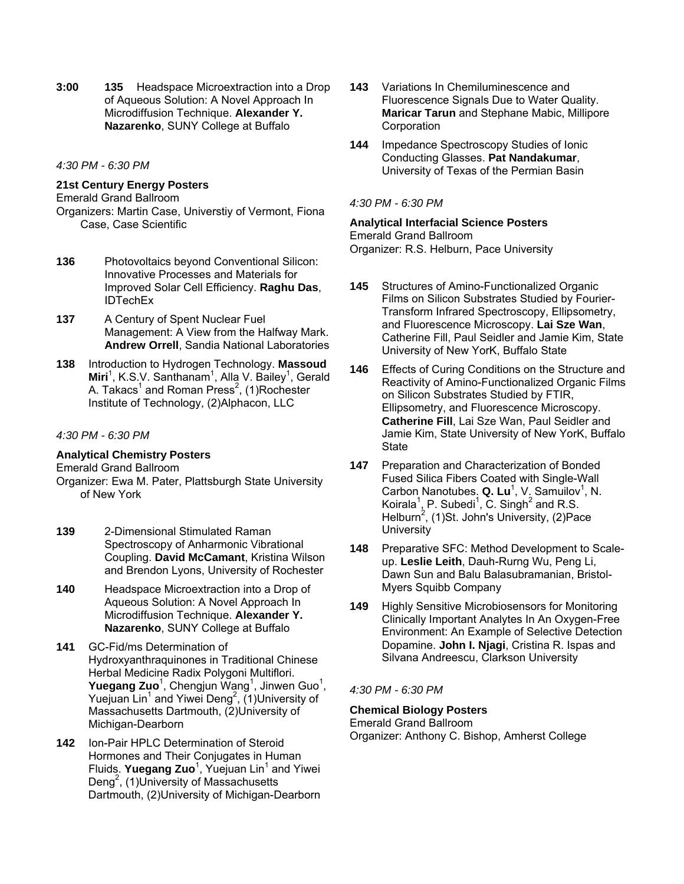**3:00** **135** Headspace Microextraction into a Drop of Aqueous Solution: A Novel Approach In Microdiffusion Technique. **Alexander Y. Nazarenko**, SUNY College at Buffalo

*4:30 PM - 6:30 PM*

**21st Century Energy Posters**
Emerald Grand Ballroom
Organizers: Martin Case, Universtiy of Vermont, Fiona Case, Case Scientific

**136** Photovoltaics beyond Conventional Silicon: Innovative Processes and Materials for Improved Solar Cell Efficiency. **Raghu Das**, IDTechEx

**137** A Century of Spent Nuclear Fuel Management: A View from the Halfway Mark. **Andrew Orrell**, Sandia National Laboratories

**138** Introduction to Hydrogen Technology. **Massoud Miri**[1], K.S.V. Santhanam[1], Alla V. Bailey[1], Gerald A. Takacs[1] and Roman Press[2], (1)Rochester Institute of Technology, (2)Alphacon, LLC

*4:30 PM - 6:30 PM*

**Analytical Chemistry Posters**
Emerald Grand Ballroom
Organizer: Ewa M. Pater, Plattsburgh State University of New York

**139** 2-Dimensional Stimulated Raman Spectroscopy of Anharmonic Vibrational Coupling. **David McCamant**, Kristina Wilson and Brendon Lyons, University of Rochester

**140** Headspace Microextraction into a Drop of Aqueous Solution: A Novel Approach In Microdiffusion Technique. **Alexander Y. Nazarenko**, SUNY College at Buffalo

**141** GC-Fid/ms Determination of Hydroxyanthraquinones in Traditional Chinese Herbal Medicine Radix Polygoni Multiflori. **Yuegang Zuo**[1], Chengjun Wang[1], Jinwen Guo[1], Yuejuan Lin[1] and Yiwei Deng[2], (1)University of Massachusetts Dartmouth, (2)University of Michigan-Dearborn

**142** Ion-Pair HPLC Determination of Steroid Hormones and Their Conjugates in Human Fluids. **Yuegang Zuo**[1], Yuejuan Lin[1] and Yiwei Deng[2], (1)University of Massachusetts Dartmouth, (2)University of Michigan-Dearborn

**143** Variations In Chemiluminescence and Fluorescence Signals Due to Water Quality. **Maricar Tarun** and Stephane Mabic, Millipore Corporation

**144** Impedance Spectroscopy Studies of Ionic Conducting Glasses. **Pat Nandakumar**, University of Texas of the Permian Basin

*4:30 PM - 6:30 PM*

**Analytical Interfacial Science Posters**
Emerald Grand Ballroom
Organizer: R.S. Helburn, Pace University

**145** Structures of Amino-Functionalized Organic Films on Silicon Substrates Studied by Fourier-Transform Infrared Spectroscopy, Ellipsometry, and Fluorescence Microscopy. **Lai Sze Wan**, Catherine Fill, Paul Seidler and Jamie Kim, State University of New YorK, Buffalo State

**146** Effects of Curing Conditions on the Structure and Reactivity of Amino-Functionalized Organic Films on Silicon Substrates Studied by FTIR, Ellipsometry, and Fluorescence Microscopy. **Catherine Fill**, Lai Sze Wan, Paul Seidler and Jamie Kim, State University of New YorK, Buffalo State

**147** Preparation and Characterization of Bonded Fused Silica Fibers Coated with Single-Wall Carbon Nanotubes. **Q. Lu**[1], V. Samuilov[1], N. Koirala[1], P. Subedi[1], C. Singh[2] and R.S. Helburn[2], (1)St. John's University, (2)Pace University

**148** Preparative SFC: Method Development to Scale-up. **Leslie Leith**, Dauh-Rurng Wu, Peng Li, Dawn Sun and Balu Balasubramanian, Bristol-Myers Squibb Company

**149** Highly Sensitive Microbiosensors for Monitoring Clinically Important Analytes In An Oxygen-Free Environment: An Example of Selective Detection Dopamine. **John I. Njagi**, Cristina R. Ispas and Silvana Andreescu, Clarkson University

*4:30 PM - 6:30 PM*

**Chemical Biology Posters**
Emerald Grand Ballroom
Organizer: Anthony C. Bishop, Amherst College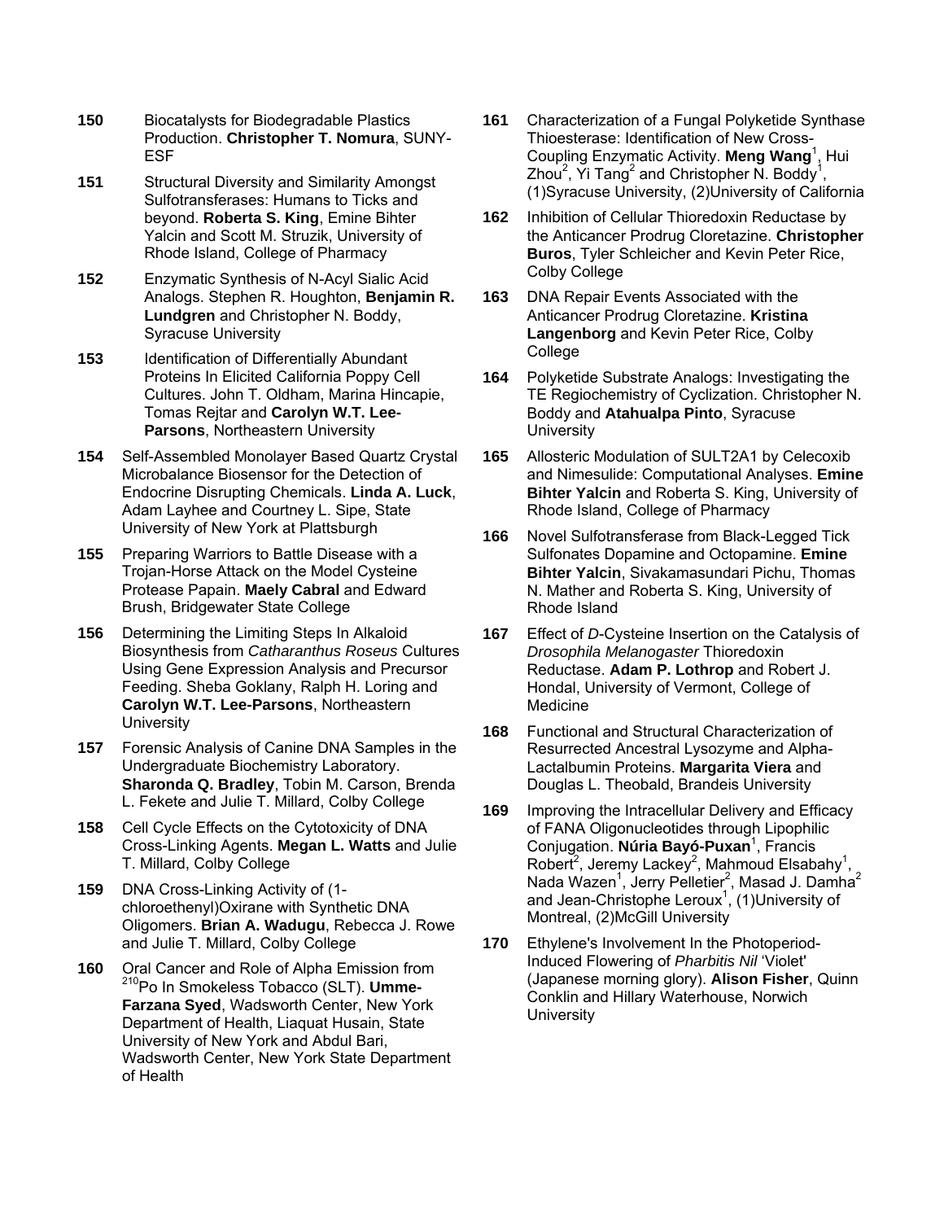**150** Biocatalysts for Biodegradable Plastics Production. **Christopher T. Nomura**, SUNY-ESF

**151** Structural Diversity and Similarity Amongst Sulfotransferases: Humans to Ticks and beyond. **Roberta S. King**, Emine Bihter Yalcin and Scott M. Struzik, University of Rhode Island, College of Pharmacy

**152** Enzymatic Synthesis of N-Acyl Sialic Acid Analogs. Stephen R. Houghton, **Benjamin R. Lundgren** and Christopher N. Boddy, Syracuse University

**153** Identification of Differentially Abundant Proteins In Elicited California Poppy Cell Cultures. John T. Oldham, Marina Hincapie, Tomas Rejtar and **Carolyn W.T. Lee-Parsons**, Northeastern University

**154** Self-Assembled Monolayer Based Quartz Crystal Microbalance Biosensor for the Detection of Endocrine Disrupting Chemicals. **Linda A. Luck**, Adam Layhee and Courtney L. Sipe, State University of New York at Plattsburgh

**155** Preparing Warriors to Battle Disease with a Trojan-Horse Attack on the Model Cysteine Protease Papain. **Maely Cabral** and Edward Brush, Bridgewater State College

**156** Determining the Limiting Steps In Alkaloid Biosynthesis from *Catharanthus Roseus* Cultures Using Gene Expression Analysis and Precursor Feeding. Sheba Goklany, Ralph H. Loring and **Carolyn W.T. Lee-Parsons**, Northeastern University

**157** Forensic Analysis of Canine DNA Samples in the Undergraduate Biochemistry Laboratory. **Sharonda Q. Bradley**, Tobin M. Carson, Brenda L. Fekete and Julie T. Millard, Colby College

**158** Cell Cycle Effects on the Cytotoxicity of DNA Cross-Linking Agents. **Megan L. Watts** and Julie T. Millard, Colby College

**159** DNA Cross-Linking Activity of (1-chloroethenyl)Oxirane with Synthetic DNA Oligomers. **Brian A. Wadugu**, Rebecca J. Rowe and Julie T. Millard, Colby College

**160** Oral Cancer and Role of Alpha Emission from $^{210}$Po In Smokeless Tobacco (SLT). **Umme-Farzana Syed**, Wadsworth Center, New York Department of Health, Liaquat Husain, State University of New York and Abdul Bari, Wadsworth Center, New York State Department of Health

**161** Characterization of a Fungal Polyketide Synthase Thioesterase: Identification of New Cross-Coupling Enzymatic Activity. **Meng Wang**[1], Hui Zhou[2], Yi Tang[2] and Christopher N. Boddy[1], (1)Syracuse University, (2)University of California

**162** Inhibition of Cellular Thioredoxin Reductase by the Anticancer Prodrug Cloretazine. **Christopher Buros**, Tyler Schleicher and Kevin Peter Rice, Colby College

**163** DNA Repair Events Associated with the Anticancer Prodrug Cloretazine. **Kristina Langenborg** and Kevin Peter Rice, Colby College

**164** Polyketide Substrate Analogs: Investigating the TE Regiochemistry of Cyclization. Christopher N. Boddy and **Atahualpa Pinto**, Syracuse University

**165** Allosteric Modulation of SULT2A1 by Celecoxib and Nimesulide: Computational Analyses. **Emine Bihter Yalcin** and Roberta S. King, University of Rhode Island, College of Pharmacy

**166** Novel Sulfotransferase from Black-Legged Tick Sulfonates Dopamine and Octopamine. **Emine Bihter Yalcin**, Sivakamasundari Pichu, Thomas N. Mather and Roberta S. King, University of Rhode Island

**167** Effect of *D*-Cysteine Insertion on the Catalysis of *Drosophila Melanogaster* Thioredoxin Reductase. **Adam P. Lothrop** and Robert J. Hondal, University of Vermont, College of Medicine

**168** Functional and Structural Characterization of Resurrected Ancestral Lysozyme and Alpha-Lactalbumin Proteins. **Margarita Viera** and Douglas L. Theobald, Brandeis University

**169** Improving the Intracellular Delivery and Efficacy of FANA Oligonucleotides through Lipophilic Conjugation. **Núria Bayó-Puxan**[1], Francis Robert[2], Jeremy Lackey[2], Mahmoud Elsabahy[1], Nada Wazen[1], Jerry Pelletier[2], Masad J. Damha[2] and Jean-Christophe Leroux[1], (1)University of Montreal, (2)McGill University

**170** Ethylene's Involvement In the Photoperiod-Induced Flowering of *Pharbitis Nil* 'Violet' (Japanese morning glory). **Alison Fisher**, Quinn Conklin and Hillary Waterhouse, Norwich University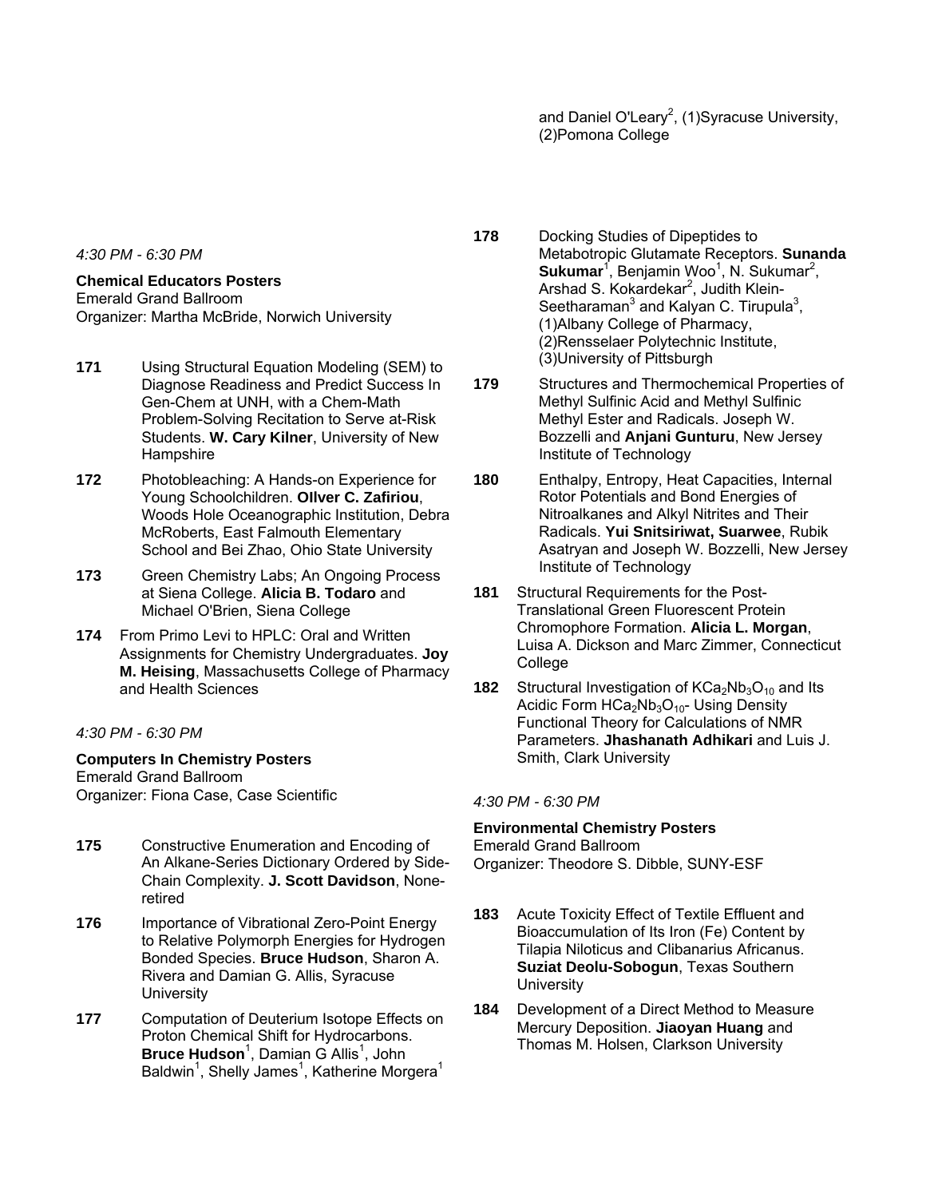and Daniel O'Leary[2], (1)Syracuse University, (2)Pomona College

*4:30 PM - 6:30 PM*

**Chemical Educators Posters**
Emerald Grand Ballroom
Organizer: Martha McBride, Norwich University

**171** Using Structural Equation Modeling (SEM) to Diagnose Readiness and Predict Success In Gen-Chem at UNH, with a Chem-Math Problem-Solving Recitation to Serve at-Risk Students. **W. Cary Kilner**, University of New Hampshire

**172** Photobleaching: A Hands-on Experience for Young Schoolchildren. **Ollver C. Zafiriou**, Woods Hole Oceanographic Institution, Debra McRoberts, East Falmouth Elementary School and Bei Zhao, Ohio State University

**173** Green Chemistry Labs; An Ongoing Process at Siena College. **Alicia B. Todaro** and Michael O'Brien, Siena College

**174** From Primo Levi to HPLC: Oral and Written Assignments for Chemistry Undergraduates. **Joy M. Heising**, Massachusetts College of Pharmacy and Health Sciences

*4:30 PM - 6:30 PM*

**Computers In Chemistry Posters**
Emerald Grand Ballroom
Organizer: Fiona Case, Case Scientific

**175** Constructive Enumeration and Encoding of An Alkane-Series Dictionary Ordered by Side-Chain Complexity. **J. Scott Davidson**, None-retired

**176** Importance of Vibrational Zero-Point Energy to Relative Polymorph Energies for Hydrogen Bonded Species. **Bruce Hudson**, Sharon A. Rivera and Damian G. Allis, Syracuse University

**177** Computation of Deuterium Isotope Effects on Proton Chemical Shift for Hydrocarbons. **Bruce Hudson**[1], Damian G Allis[1], John Baldwin[1], Shelly James[1], Katherine Morgera[1] and Daniel O'Leary[2], (1)Syracuse University, (2)Pomona College

**178** Docking Studies of Dipeptides to Metabotropic Glutamate Receptors. **Sunanda Sukumar**[1], Benjamin Woo[1], N. Sukumar[2], Arshad S. Kokardekar[2], Judith Klein-Seetharaman[3] and Kalyan C. Tirupula[3], (1)Albany College of Pharmacy, (2)Rensselaer Polytechnic Institute, (3)University of Pittsburgh

**179** Structures and Thermochemical Properties of Methyl Sulfinic Acid and Methyl Sulfinic Methyl Ester and Radicals. Joseph W. Bozzelli and **Anjani Gunturu**, New Jersey Institute of Technology

**180** Enthalpy, Entropy, Heat Capacities, Internal Rotor Potentials and Bond Energies of Nitroalkanes and Alkyl Nitrites and Their Radicals. **Yui Snitsiriwat, Suarwee**, Rubik Asatryan and Joseph W. Bozzelli, New Jersey Institute of Technology

**181** Structural Requirements for the Post-Translational Green Fluorescent Protein Chromophore Formation. **Alicia L. Morgan**, Luisa A. Dickson and Marc Zimmer, Connecticut College

**182** Structural Investigation of $KCa_2Nb_3O_{10}$ and Its Acidic Form $HCa_2Nb_3O_{10}$- Using Density Functional Theory for Calculations of NMR Parameters. **Jhashanath Adhikari** and Luis J. Smith, Clark University

*4:30 PM - 6:30 PM*

**Environmental Chemistry Posters**
Emerald Grand Ballroom
Organizer: Theodore S. Dibble, SUNY-ESF

**183** Acute Toxicity Effect of Textile Effluent and Bioaccumulation of Its Iron (Fe) Content by Tilapia Niloticus and Clibanarius Africanus. **Suziat Deolu-Sobogun**, Texas Southern University

**184** Development of a Direct Method to Measure Mercury Deposition. **Jiaoyan Huang** and Thomas M. Holsen, Clarkson University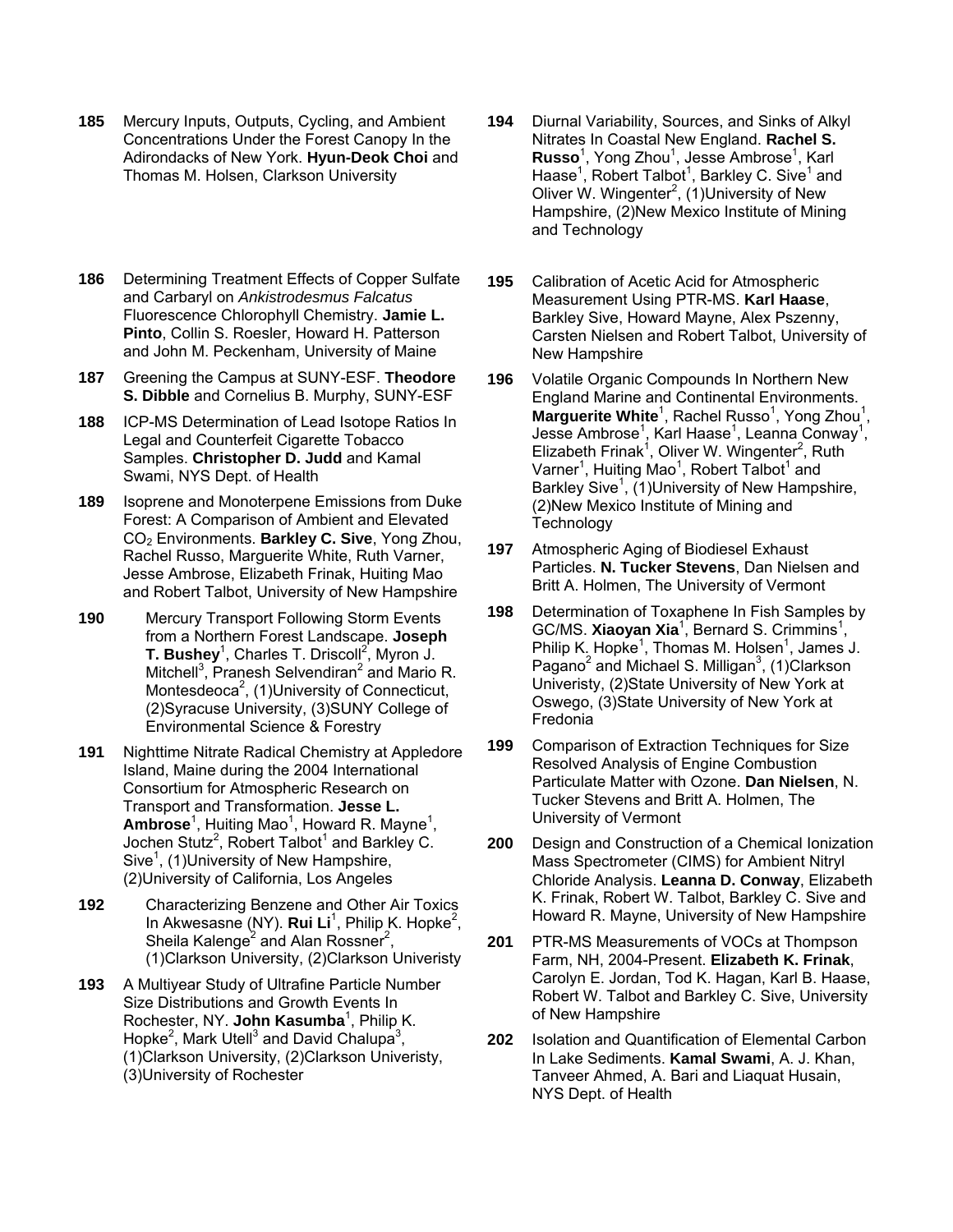**185** Mercury Inputs, Outputs, Cycling, and Ambient Concentrations Under the Forest Canopy In the Adirondacks of New York. **Hyun-Deok Choi** and Thomas M. Holsen, Clarkson University

**186** Determining Treatment Effects of Copper Sulfate and Carbaryl on *Ankistrodesmus Falcatus* Fluorescence Chlorophyll Chemistry. **Jamie L. Pinto**, Collin S. Roesler, Howard H. Patterson and John M. Peckenham, University of Maine

**187** Greening the Campus at SUNY-ESF. **Theodore S. Dibble** and Cornelius B. Murphy, SUNY-ESF

**188** ICP-MS Determination of Lead Isotope Ratios In Legal and Counterfeit Cigarette Tobacco Samples. **Christopher D. Judd** and Kamal Swami, NYS Dept. of Health

**189** Isoprene and Monoterpene Emissions from Duke Forest: A Comparison of Ambient and Elevated $CO_2$ Environments. **Barkley C. Sive**, Yong Zhou, Rachel Russo, Marguerite White, Ruth Varner, Jesse Ambrose, Elizabeth Frinak, Huiting Mao and Robert Talbot, University of New Hampshire

**190** Mercury Transport Following Storm Events from a Northern Forest Landscape. **Joseph T. Bushey**[1], Charles T. Driscoll[2], Myron J. Mitchell[3], Pranesh Selvendiran[2] and Mario R. Montesdeoca[2], (1)University of Connecticut, (2)Syracuse University, (3)SUNY College of Environmental Science & Forestry

**191** Nighttime Nitrate Radical Chemistry at Appledore Island, Maine during the 2004 International Consortium for Atmospheric Research on Transport and Transformation. **Jesse L. Ambrose**[1], Huiting Mao[1], Howard R. Mayne[1], Jochen Stutz[2], Robert Talbot[1] and Barkley C. Sive[1], (1)University of New Hampshire, (2)University of California, Los Angeles

**192** Characterizing Benzene and Other Air Toxics In Akwesasne (NY). **Rui Li**[1], Philip K. Hopke[2], Sheila Kalenge[2] and Alan Rossner[2], (1)Clarkson University, (2)Clarkson Univeristy

**193** A Multiyear Study of Ultrafine Particle Number Size Distributions and Growth Events In Rochester, NY. **John Kasumba**[1], Philip K. Hopke[2], Mark Utell[3] and David Chalupa[3], (1)Clarkson University, (2)Clarkson Univeristy, (3)University of Rochester

**194** Diurnal Variability, Sources, and Sinks of Alkyl Nitrates In Coastal New England. **Rachel S. Russo**[1], Yong Zhou[1], Jesse Ambrose[1], Karl Haase[1], Robert Talbot[1], Barkley C. Sive[1] and Oliver W. Wingenter[2], (1)University of New Hampshire, (2)New Mexico Institute of Mining and Technology

**195** Calibration of Acetic Acid for Atmospheric Measurement Using PTR-MS. **Karl Haase**, Barkley Sive, Howard Mayne, Alex Pszenny, Carsten Nielsen and Robert Talbot, University of New Hampshire

**196** Volatile Organic Compounds In Northern New England Marine and Continental Environments. **Marguerite White**[1], Rachel Russo[1], Yong Zhou[1], Jesse Ambrose[1], Karl Haase[1], Leanna Conway[1], Elizabeth Frinak[1], Oliver W. Wingenter[2], Ruth Varner[1], Huiting Mao[1], Robert Talbot[1] and Barkley Sive[1], (1)University of New Hampshire, (2)New Mexico Institute of Mining and Technology

**197** Atmospheric Aging of Biodiesel Exhaust Particles. **N. Tucker Stevens**, Dan Nielsen and Britt A. Holmen, The University of Vermont

**198** Determination of Toxaphene In Fish Samples by GC/MS. **Xiaoyan Xia**[1], Bernard S. Crimmins[1], Philip K. Hopke[1], Thomas M. Holsen[1], James J. Pagano[2] and Michael S. Milligan[3], (1)Clarkson Univeristy, (2)State University of New York at Oswego, (3)State University of New York at Fredonia

**199** Comparison of Extraction Techniques for Size Resolved Analysis of Engine Combustion Particulate Matter with Ozone. **Dan Nielsen**, N. Tucker Stevens and Britt A. Holmen, The University of Vermont

**200** Design and Construction of a Chemical Ionization Mass Spectrometer (CIMS) for Ambient Nitryl Chloride Analysis. **Leanna D. Conway**, Elizabeth K. Frinak, Robert W. Talbot, Barkley C. Sive and Howard R. Mayne, University of New Hampshire

**201** PTR-MS Measurements of VOCs at Thompson Farm, NH, 2004-Present. **Elizabeth K. Frinak**, Carolyn E. Jordan, Tod K. Hagan, Karl B. Haase, Robert W. Talbot and Barkley C. Sive, University of New Hampshire

**202** Isolation and Quantification of Elemental Carbon In Lake Sediments. **Kamal Swami**, A. J. Khan, Tanveer Ahmed, A. Bari and Liaquat Husain, NYS Dept. of Health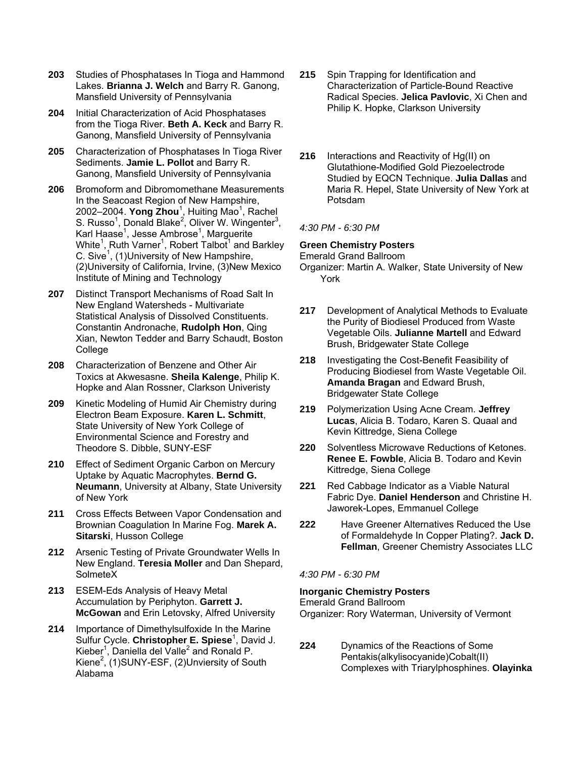**203** Studies of Phosphatases In Tioga and Hammond Lakes. **Brianna J. Welch** and Barry R. Ganong, Mansfield University of Pennsylvania

**204** Initial Characterization of Acid Phosphatases from the Tioga River. **Beth A. Keck** and Barry R. Ganong, Mansfield University of Pennsylvania

**205** Characterization of Phosphatases In Tioga River Sediments. **Jamie L. Pollot** and Barry R. Ganong, Mansfield University of Pennsylvania

**206** Bromoform and Dibromomethane Measurements In the Seacoast Region of New Hampshire, 2002–2004. **Yong Zhou**[1], Huiting Mao[1], Rachel S. Russo[1], Donald Blake[2], Oliver W. Wingenter[3], Karl Haase[1], Jesse Ambrose[1], Marguerite White[1], Ruth Varner[1], Robert Talbot[1] and Barkley C. Sive[1], (1)University of New Hampshire, (2)University of California, Irvine, (3)New Mexico Institute of Mining and Technology

**207** Distinct Transport Mechanisms of Road Salt In New England Watersheds - Multivariate Statistical Analysis of Dissolved Constituents. Constantin Andronache, **Rudolph Hon**, Qing Xian, Newton Tedder and Barry Schaudt, Boston College

**208** Characterization of Benzene and Other Air Toxics at Akwesasne. **Sheila Kalenge**, Philip K. Hopke and Alan Rossner, Clarkson Univeristy

**209** Kinetic Modeling of Humid Air Chemistry during Electron Beam Exposure. **Karen L. Schmitt**, State University of New York College of Environmental Science and Forestry and Theodore S. Dibble, SUNY-ESF

**210** Effect of Sediment Organic Carbon on Mercury Uptake by Aquatic Macrophytes. **Bernd G. Neumann**, University at Albany, State University of New York

**211** Cross Effects Between Vapor Condensation and Brownian Coagulation In Marine Fog. **Marek A. Sitarski**, Husson College

**212** Arsenic Testing of Private Groundwater Wells In New England. **Teresia Moller** and Dan Shepard, SolmeteX

**213** ESEM-Eds Analysis of Heavy Metal Accumulation by Periphyton. **Garrett J. McGowan** and Erin Letovsky, Alfred University

**214** Importance of Dimethylsulfoxide In the Marine Sulfur Cycle. **Christopher E. Spiese**[1], David J. Kieber[1], Daniella del Valle[2] and Ronald P. Kiene[2], (1)SUNY-ESF, (2)Unviersity of South Alabama

**215** Spin Trapping for Identification and Characterization of Particle-Bound Reactive Radical Species. **Jelica Pavlovic**, Xi Chen and Philip K. Hopke, Clarkson University

**216** Interactions and Reactivity of Hg(II) on Glutathione-Modified Gold Piezoelectrode Studied by EQCN Technique. **Julia Dallas** and Maria R. Hepel, State University of New York at Potsdam

*4:30 PM - 6:30 PM*

**Green Chemistry Posters**
Emerald Grand Ballroom
Organizer: Martin A. Walker, State University of New York

**217** Development of Analytical Methods to Evaluate the Purity of Biodiesel Produced from Waste Vegetable Oils. **Julianne Martell** and Edward Brush, Bridgewater State College

**218** Investigating the Cost-Benefit Feasibility of Producing Biodiesel from Waste Vegetable Oil. **Amanda Bragan** and Edward Brush, Bridgewater State College

**219** Polymerization Using Acne Cream. **Jeffrey Lucas**, Alicia B. Todaro, Karen S. Quaal and Kevin Kittredge, Siena College

**220** Solventless Microwave Reductions of Ketones. **Renee E. Fowble**, Alicia B. Todaro and Kevin Kittredge, Siena College

**221** Red Cabbage Indicator as a Viable Natural Fabric Dye. **Daniel Henderson** and Christine H. Jaworek-Lopes, Emmanuel College

**222** Have Greener Alternatives Reduced the Use of Formaldehyde In Copper Plating?. **Jack D. Fellman**, Greener Chemistry Associates LLC

*4:30 PM - 6:30 PM*

**Inorganic Chemistry Posters**
Emerald Grand Ballroom
Organizer: Rory Waterman, University of Vermont

**224** Dynamics of the Reactions of Some Pentakis(alkylisocyanide)Cobalt(II) Complexes with Triarylphosphines. **Olayinka**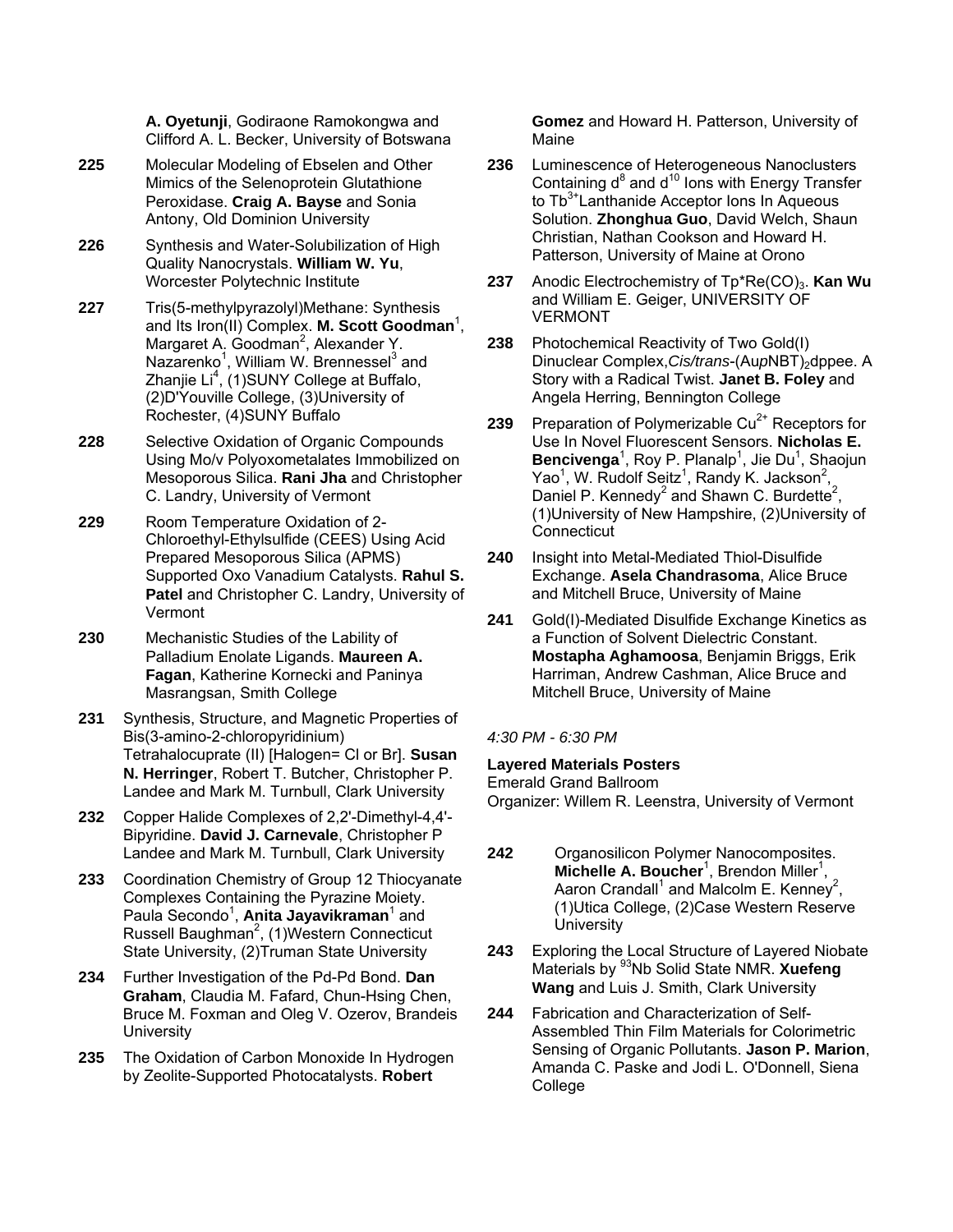**A. Oyetunji**, Godiraone Ramokongwa and Clifford A. L. Becker, University of Botswana

**225** Molecular Modeling of Ebselen and Other Mimics of the Selenoprotein Glutathione Peroxidase. **Craig A. Bayse** and Sonia Antony, Old Dominion University

**226** Synthesis and Water-Solubilization of High Quality Nanocrystals. **William W. Yu**, Worcester Polytechnic Institute

**227** Tris(5-methylpyrazolyl)Methane: Synthesis and Its Iron(II) Complex. **M. Scott Goodman**[1], Margaret A. Goodman[2], Alexander Y. Nazarenko[1], William W. Brennessel[3] and Zhanjie Li[4], (1)SUNY College at Buffalo, (2)D'Youville College, (3)University of Rochester, (4)SUNY Buffalo

**228** Selective Oxidation of Organic Compounds Using Mo/v Polyoxometalates Immobilized on Mesoporous Silica. **Rani Jha** and Christopher C. Landry, University of Vermont

**229** Room Temperature Oxidation of 2-Chloroethyl-Ethylsulfide (CEES) Using Acid Prepared Mesoporous Silica (APMS) Supported Oxo Vanadium Catalysts. **Rahul S. Patel** and Christopher C. Landry, University of Vermont

**230** Mechanistic Studies of the Lability of Palladium Enolate Ligands. **Maureen A. Fagan**, Katherine Kornecki and Paninya Masrangsan, Smith College

**231** Synthesis, Structure, and Magnetic Properties of Bis(3-amino-2-chloropyridinium) Tetrahalocuprate (II) [Halogen= Cl or Br]. **Susan N. Herringer**, Robert T. Butcher, Christopher P. Landee and Mark M. Turnbull, Clark University

**232** Copper Halide Complexes of 2,2'-Dimethyl-4,4'-Bipyridine. **David J. Carnevale**, Christopher P Landee and Mark M. Turnbull, Clark University

**233** Coordination Chemistry of Group 12 Thiocyanate Complexes Containing the Pyrazine Moiety. Paula Secondo[1], **Anita Jayavikraman**[1] and Russell Baughman[2], (1)Western Connecticut State University, (2)Truman State University

**234** Further Investigation of the Pd-Pd Bond. **Dan Graham**, Claudia M. Fafard, Chun-Hsing Chen, Bruce M. Foxman and Oleg V. Ozerov, Brandeis University

**235** The Oxidation of Carbon Monoxide In Hydrogen by Zeolite-Supported Photocatalysts. **Robert Gomez** and Howard H. Patterson, University of Maine

**236** Luminescence of Heterogeneous Nanoclusters Containing $d^8$ and $d^{10}$ Ions with Energy Transfer to $Tb^{3+}$Lanthanide Acceptor Ions In Aqueous Solution. **Zhonghua Guo**, David Welch, Shaun Christian, Nathan Cookson and Howard H. Patterson, University of Maine at Orono

**237** Anodic Electrochemistry of Tp*Re$(CO)_3$. **Kan Wu** and William E. Geiger, UNIVERSITY OF VERMONT

**238** Photochemical Reactivity of Two Gold(I) Dinuclear Complex,*Cis/trans*-(Au*p*NBT)$_2$dppee. A Story with a Radical Twist. **Janet B. Foley** and Angela Herring, Bennington College

**239** Preparation of Polymerizable $Cu^{2+}$ Receptors for Use In Novel Fluorescent Sensors. **Nicholas E. Bencivenga**[1], Roy P. Planalp[1], Jie Du[1], Shaojun Yao[1], W. Rudolf Seitz[1], Randy K. Jackson[2], Daniel P. Kennedy[2] and Shawn C. Burdette[2], (1)University of New Hampshire, (2)University of Connecticut

**240** Insight into Metal-Mediated Thiol-Disulfide Exchange. **Asela Chandrasoma**, Alice Bruce and Mitchell Bruce, University of Maine

**241** Gold(I)-Mediated Disulfide Exchange Kinetics as a Function of Solvent Dielectric Constant. **Mostapha Aghamoosa**, Benjamin Briggs, Erik Harriman, Andrew Cashman, Alice Bruce and Mitchell Bruce, University of Maine

*4:30 PM - 6:30 PM*

**Layered Materials Posters**
Emerald Grand Ballroom
Organizer: Willem R. Leenstra, University of Vermont

**242** Organosilicon Polymer Nanocomposites. **Michelle A. Boucher**[1], Brendon Miller[1], Aaron Crandall[1] and Malcolm E. Kenney[2], (1)Utica College, (2)Case Western Reserve University

**243** Exploring the Local Structure of Layered Niobate Materials by $^{93}$Nb Solid State NMR. **Xuefeng Wang** and Luis J. Smith, Clark University

**244** Fabrication and Characterization of Self-Assembled Thin Film Materials for Colorimetric Sensing of Organic Pollutants. **Jason P. Marion**, Amanda C. Paske and Jodi L. O'Donnell, Siena College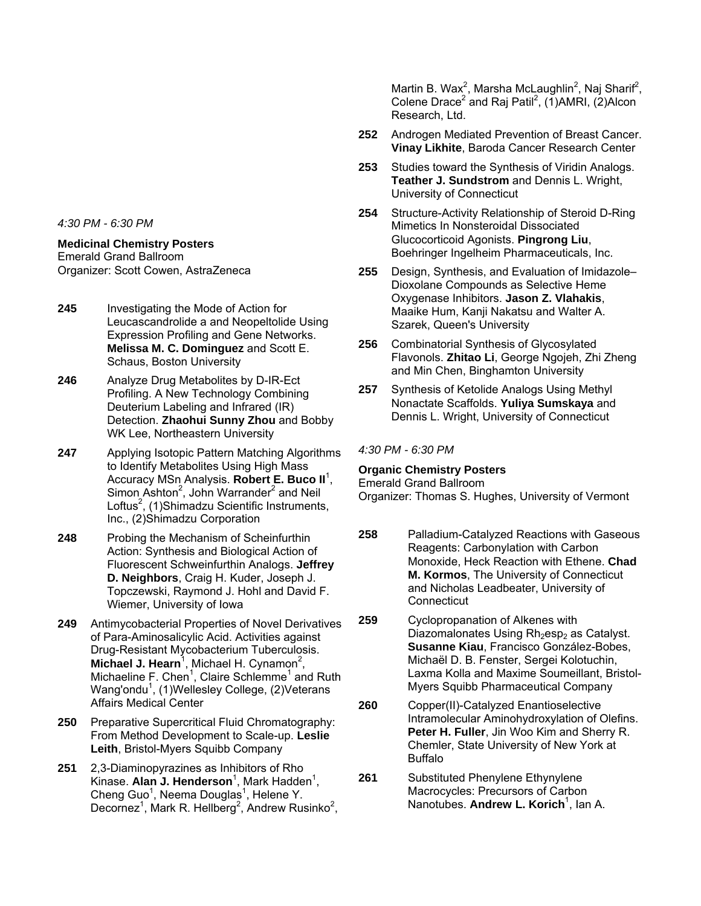*4:30 PM - 6:30 PM*

**Medicinal Chemistry Posters**
Emerald Grand Ballroom
Organizer: Scott Cowen, AstraZeneca

**245** Investigating the Mode of Action for Leucascandrolide a and Neopeltolide Using Expression Profiling and Gene Networks. **Melissa M. C. Dominguez** and Scott E. Schaus, Boston University

**246** Analyze Drug Metabolites by D-IR-Ect Profiling. A New Technology Combining Deuterium Labeling and Infrared (IR) Detection. **Zhaohui Sunny Zhou** and Bobby WK Lee, Northeastern University

**247** Applying Isotopic Pattern Matching Algorithms to Identify Metabolites Using High Mass Accuracy MSn Analysis. **Robert E. Buco II**[1], Simon Ashton[2], John Warrander[2] and Neil Loftus[2], (1)Shimadzu Scientific Instruments, Inc., (2)Shimadzu Corporation

**248** Probing the Mechanism of Scheinfurthin Action: Synthesis and Biological Action of Fluorescent Schweinfurthin Analogs. **Jeffrey D. Neighbors**, Craig H. Kuder, Joseph J. Topczewski, Raymond J. Hohl and David F. Wiemer, University of Iowa

**249** Antimycobacterial Properties of Novel Derivatives of Para-Aminosalicylic Acid. Activities against Drug-Resistant Mycobacterium Tuberculosis. **Michael J. Hearn**[1], Michael H. Cynamon[2], Michaeline F. Chen[1], Claire Schlemme[1] and Ruth Wang'ondu[1], (1)Wellesley College, (2)Veterans Affairs Medical Center

**250** Preparative Supercritical Fluid Chromatography: From Method Development to Scale-up. **Leslie Leith**, Bristol-Myers Squibb Company

**251** 2,3-Diaminopyrazines as Inhibitors of Rho Kinase. **Alan J. Henderson**[1], Mark Hadden[1], Cheng Guo[1], Neema Douglas[1], Helene Y. Decornez[1], Mark R. Hellberg[2], Andrew Rusinko[2], Martin B. Wax[2], Marsha McLaughlin[2], Naj Sharif[2], Colene Drace[2] and Raj Patil[2], (1)AMRI, (2)Alcon Research, Ltd.

**252** Androgen Mediated Prevention of Breast Cancer. **Vinay Likhite**, Baroda Cancer Research Center

**253** Studies toward the Synthesis of Viridin Analogs. **Teather J. Sundstrom** and Dennis L. Wright, University of Connecticut

**254** Structure-Activity Relationship of Steroid D-Ring Mimetics In Nonsteroidal Dissociated Glucocorticoid Agonists. **Pingrong Liu**, Boehringer Ingelheim Pharmaceuticals, Inc.

**255** Design, Synthesis, and Evaluation of Imidazole–Dioxolane Compounds as Selective Heme Oxygenase Inhibitors. **Jason Z. Vlahakis**, Maaike Hum, Kanji Nakatsu and Walter A. Szarek, Queen's University

**256** Combinatorial Synthesis of Glycosylated Flavonols. **Zhitao Li**, George Ngojeh, Zhi Zheng and Min Chen, Binghamton University

**257** Synthesis of Ketolide Analogs Using Methyl Nonactate Scaffolds. **Yuliya Sumskaya** and Dennis L. Wright, University of Connecticut

*4:30 PM - 6:30 PM*

**Organic Chemistry Posters**
Emerald Grand Ballroom
Organizer: Thomas S. Hughes, University of Vermont

**258** Palladium-Catalyzed Reactions with Gaseous Reagents: Carbonylation with Carbon Monoxide, Heck Reaction with Ethene. **Chad M. Kormos**, The University of Connecticut and Nicholas Leadbeater, University of Connecticut

**259** Cyclopropanation of Alkenes with Diazomalonates Using $Rh_2esp_2$ as Catalyst. **Susanne Kiau**, Francisco González-Bobes, Michaël D. B. Fenster, Sergei Kolotuchin, Laxma Kolla and Maxime Soumeillant, Bristol-Myers Squibb Pharmaceutical Company

**260** Copper(II)-Catalyzed Enantioselective Intramolecular Aminohydroxylation of Olefins. **Peter H. Fuller**, Jin Woo Kim and Sherry R. Chemler, State University of New York at Buffalo

**261** Substituted Phenylene Ethynylene Macrocycles: Precursors of Carbon Nanotubes. **Andrew L. Korich**[1], Ian A.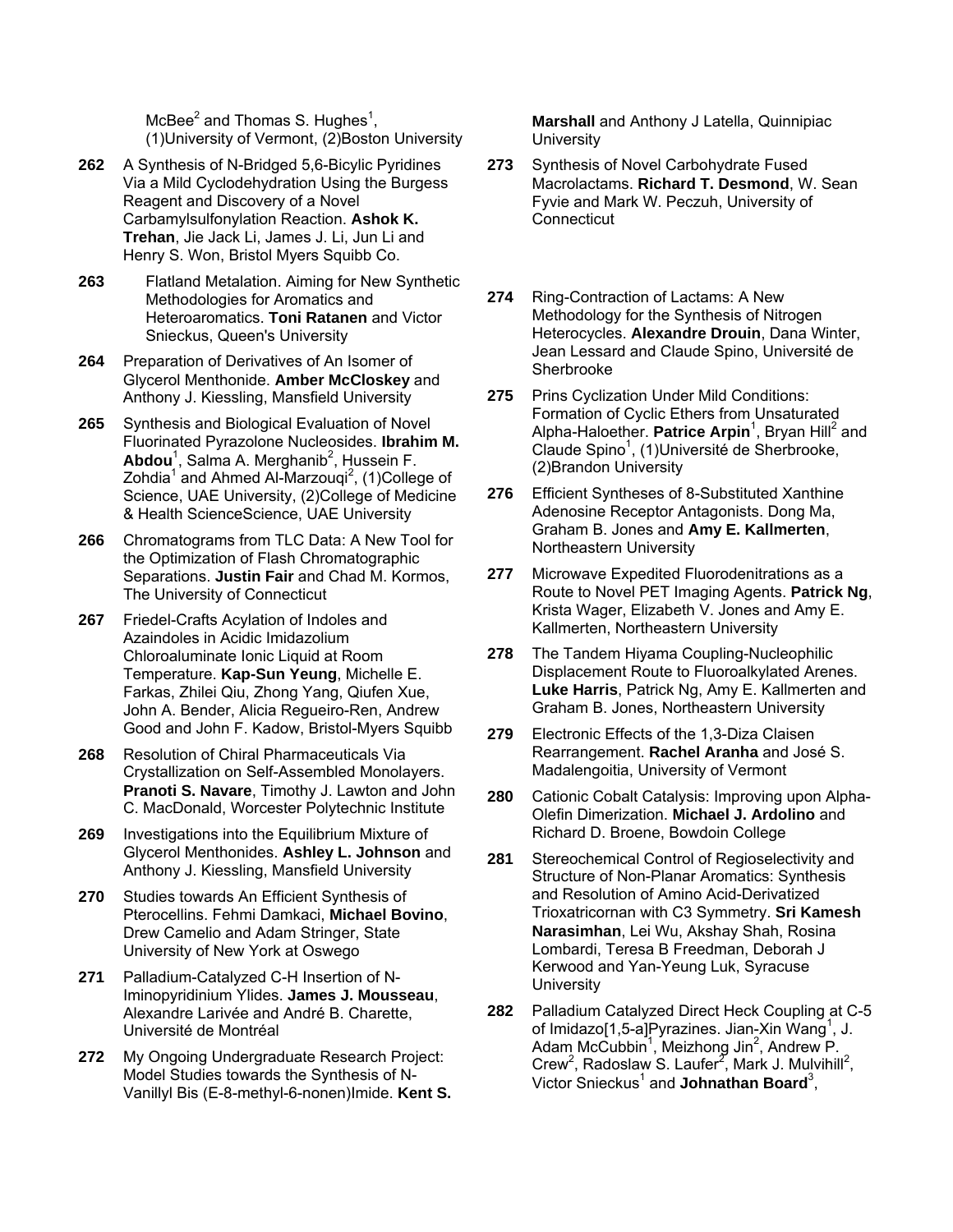McBee[2] and Thomas S. Hughes[1], (1)University of Vermont, (2)Boston University

**262** A Synthesis of N-Bridged 5,6-Bicylic Pyridines Via a Mild Cyclodehydration Using the Burgess Reagent and Discovery of a Novel Carbamylsulfonylation Reaction. **Ashok K. Trehan**, Jie Jack Li, James J. Li, Jun Li and Henry S. Won, Bristol Myers Squibb Co.

**263** Flatland Metalation. Aiming for New Synthetic Methodologies for Aromatics and Heteroaromatics. **Toni Ratanen** and Victor Snieckus, Queen's University

**264** Preparation of Derivatives of An Isomer of Glycerol Menthonide. **Amber McCloskey** and Anthony J. Kiessling, Mansfield University

**265** Synthesis and Biological Evaluation of Novel Fluorinated Pyrazolone Nucleosides. **Ibrahim M. Abdou**[1], Salma A. Merghanib[2], Hussein F. Zohdia[1] and Ahmed Al-Marzouqi[2], (1)College of Science, UAE University, (2)College of Medicine & Health ScienceScience, UAE University

**266** Chromatograms from TLC Data: A New Tool for the Optimization of Flash Chromatographic Separations. **Justin Fair** and Chad M. Kormos, The University of Connecticut

**267** Friedel-Crafts Acylation of Indoles and Azaindoles in Acidic Imidazolium Chloroaluminate Ionic Liquid at Room Temperature. **Kap-Sun Yeung**, Michelle E. Farkas, Zhilei Qiu, Zhong Yang, Qiufen Xue, John A. Bender, Alicia Regueiro-Ren, Andrew Good and John F. Kadow, Bristol-Myers Squibb

**268** Resolution of Chiral Pharmaceuticals Via Crystallization on Self-Assembled Monolayers. **Pranoti S. Navare**, Timothy J. Lawton and John C. MacDonald, Worcester Polytechnic Institute

**269** Investigations into the Equilibrium Mixture of Glycerol Menthonides. **Ashley L. Johnson** and Anthony J. Kiessling, Mansfield University

**270** Studies towards An Efficient Synthesis of Pterocellins. Fehmi Damkaci, **Michael Bovino**, Drew Camelio and Adam Stringer, State University of New York at Oswego

**271** Palladium-Catalyzed C-H Insertion of N-Iminopyridinium Ylides. **James J. Mousseau**, Alexandre Larivée and André B. Charette, Université de Montréal

**272** My Ongoing Undergraduate Research Project: Model Studies towards the Synthesis of N-Vanillyl Bis (E-8-methyl-6-nonen)Imide. **Kent S. Marshall** and Anthony J Latella, Quinnipiac University

**273** Synthesis of Novel Carbohydrate Fused Macrolactams. **Richard T. Desmond**, W. Sean Fyvie and Mark W. Peczuh, University of Connecticut

**274** Ring-Contraction of Lactams: A New Methodology for the Synthesis of Nitrogen Heterocycles. **Alexandre Drouin**, Dana Winter, Jean Lessard and Claude Spino, Université de Sherbrooke

**275** Prins Cyclization Under Mild Conditions: Formation of Cyclic Ethers from Unsaturated Alpha-Haloether. **Patrice Arpin**[1], Bryan Hill[2] and Claude Spino[1], (1)Université de Sherbrooke, (2)Brandon University

**276** Efficient Syntheses of 8-Substituted Xanthine Adenosine Receptor Antagonists. Dong Ma, Graham B. Jones and **Amy E. Kallmerten**, Northeastern University

**277** Microwave Expedited Fluorodenitrations as a Route to Novel PET Imaging Agents. **Patrick Ng**, Krista Wager, Elizabeth V. Jones and Amy E. Kallmerten, Northeastern University

**278** The Tandem Hiyama Coupling-Nucleophilic Displacement Route to Fluoroalkylated Arenes. **Luke Harris**, Patrick Ng, Amy E. Kallmerten and Graham B. Jones, Northeastern University

**279** Electronic Effects of the 1,3-Diza Claisen Rearrangement. **Rachel Aranha** and José S. Madalengoitia, University of Vermont

**280** Cationic Cobalt Catalysis: Improving upon Alpha-Olefin Dimerization. **Michael J. Ardolino** and Richard D. Broene, Bowdoin College

**281** Stereochemical Control of Regioselectivity and Structure of Non-Planar Aromatics: Synthesis and Resolution of Amino Acid-Derivatized Trioxatricornan with C3 Symmetry. **Sri Kamesh Narasimhan**, Lei Wu, Akshay Shah, Rosina Lombardi, Teresa B Freedman, Deborah J Kerwood and Yan-Yeung Luk, Syracuse University

**282** Palladium Catalyzed Direct Heck Coupling at C-5 of Imidazo[1,5-a]Pyrazines. Jian-Xin Wang[1], J. Adam McCubbin[1], Meizhong Jin[2], Andrew P. Crew[2], Radoslaw S. Laufer[2], Mark J. Mulvihill[2], Victor Snieckus[1] and **Johnathan Board**[3],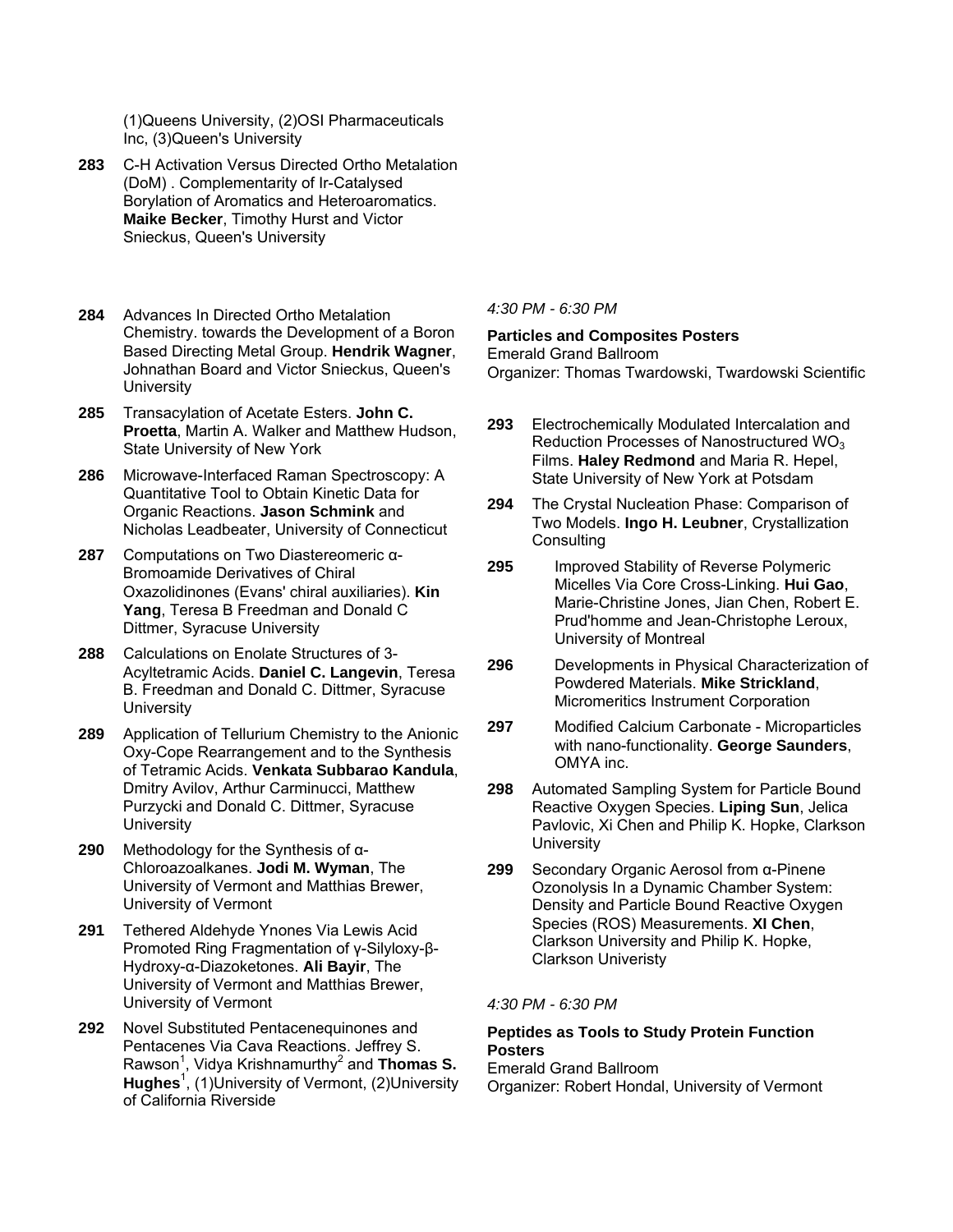(1)Queens University, (2)OSI Pharmaceuticals Inc, (3)Queen's University

**283** C-H Activation Versus Directed Ortho Metalation (DoM) . Complementarity of Ir-Catalysed Borylation of Aromatics and Heteroaromatics. **Maike Becker**, Timothy Hurst and Victor Snieckus, Queen's University

**284** Advances In Directed Ortho Metalation Chemistry. towards the Development of a Boron Based Directing Metal Group. **Hendrik Wagner**, Johnathan Board and Victor Snieckus, Queen's University

**285** Transacylation of Acetate Esters. **John C. Proetta**, Martin A. Walker and Matthew Hudson, State University of New York

**286** Microwave-Interfaced Raman Spectroscopy: A Quantitative Tool to Obtain Kinetic Data for Organic Reactions. **Jason Schmink** and Nicholas Leadbeater, University of Connecticut

**287** Computations on Two Diastereomeric α-Bromoamide Derivatives of Chiral Oxazolidinones (Evans' chiral auxiliaries). **Kin Yang**, Teresa B Freedman and Donald C Dittmer, Syracuse University

**288** Calculations on Enolate Structures of 3-Acyltetramic Acids. **Daniel C. Langevin**, Teresa B. Freedman and Donald C. Dittmer, Syracuse University

**289** Application of Tellurium Chemistry to the Anionic Oxy-Cope Rearrangement and to the Synthesis of Tetramic Acids. **Venkata Subbarao Kandula**, Dmitry Avilov, Arthur Carminucci, Matthew Purzycki and Donald C. Dittmer, Syracuse University

**290** Methodology for the Synthesis of α-Chloroazoalkanes. **Jodi M. Wyman**, The University of Vermont and Matthias Brewer, University of Vermont

**291** Tethered Aldehyde Ynones Via Lewis Acid Promoted Ring Fragmentation of γ-Silyloxy-β-Hydroxy-α-Diazoketones. **Ali Bayir**, The University of Vermont and Matthias Brewer, University of Vermont

**292** Novel Substituted Pentacenequinones and Pentacenes Via Cava Reactions. Jeffrey S. Rawson[1], Vidya Krishnamurthy[2] and **Thomas S. Hughes**[1], (1)University of Vermont, (2)University of California Riverside

*4:30 PM - 6:30 PM*

**Particles and Composites Posters**
Emerald Grand Ballroom
Organizer: Thomas Twardowski, Twardowski Scientific

**293** Electrochemically Modulated Intercalation and Reduction Processes of Nanostructured $WO_3$ Films. **Haley Redmond** and Maria R. Hepel, State University of New York at Potsdam

**294** The Crystal Nucleation Phase: Comparison of Two Models. **Ingo H. Leubner**, Crystallization Consulting

**295** Improved Stability of Reverse Polymeric Micelles Via Core Cross-Linking. **Hui Gao**, Marie-Christine Jones, Jian Chen, Robert E. Prud'homme and Jean-Christophe Leroux, University of Montreal

**296** Developments in Physical Characterization of Powdered Materials. **Mike Strickland**, Micromeritics Instrument Corporation

**297** Modified Calcium Carbonate - Microparticles with nano-functionality. **George Saunders**, OMYA inc.

**298** Automated Sampling System for Particle Bound Reactive Oxygen Species. **Liping Sun**, Jelica Pavlovic, Xi Chen and Philip K. Hopke, Clarkson University

**299** Secondary Organic Aerosol from α-Pinene Ozonolysis In a Dynamic Chamber System: Density and Particle Bound Reactive Oxygen Species (ROS) Measurements. **XI Chen**, Clarkson University and Philip K. Hopke, Clarkson Univeristy

*4:30 PM - 6:30 PM*

**Peptides as Tools to Study Protein Function Posters**
Emerald Grand Ballroom
Organizer: Robert Hondal, University of Vermont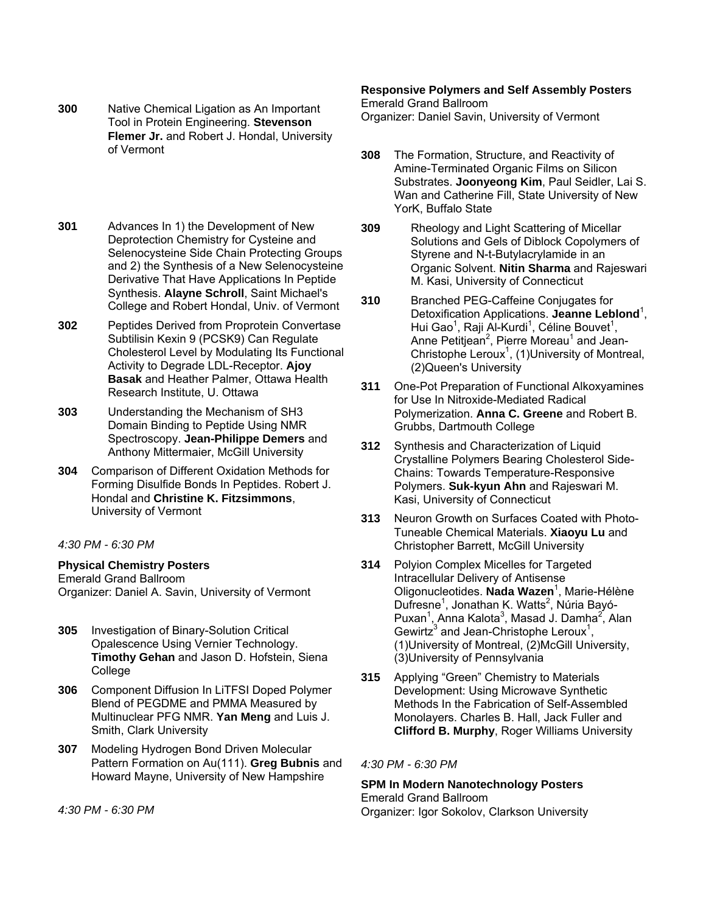**300** Native Chemical Ligation as An Important Tool in Protein Engineering. **Stevenson Flemer Jr.** and Robert J. Hondal, University of Vermont

**301** Advances In 1) the Development of New Deprotection Chemistry for Cysteine and Selenocysteine Side Chain Protecting Groups and 2) the Synthesis of a New Selenocysteine Derivative That Have Applications In Peptide Synthesis. **Alayne Schroll**, Saint Michael's College and Robert Hondal, Univ. of Vermont

**302** Peptides Derived from Proprotein Convertase Subtilisin Kexin 9 (PCSK9) Can Regulate Cholesterol Level by Modulating Its Functional Activity to Degrade LDL-Receptor. **Ajoy Basak** and Heather Palmer, Ottawa Health Research Institute, U. Ottawa

**303** Understanding the Mechanism of SH3 Domain Binding to Peptide Using NMR Spectroscopy. **Jean-Philippe Demers** and Anthony Mittermaier, McGill University

**304** Comparison of Different Oxidation Methods for Forming Disulfide Bonds In Peptides. Robert J. Hondal and **Christine K. Fitzsimmons**, University of Vermont

*4:30 PM - 6:30 PM*

**Physical Chemistry Posters**
Emerald Grand Ballroom
Organizer: Daniel A. Savin, University of Vermont

**305** Investigation of Binary-Solution Critical Opalescence Using Vernier Technology. **Timothy Gehan** and Jason D. Hofstein, Siena College

**306** Component Diffusion In LiTFSI Doped Polymer Blend of PEGDME and PMMA Measured by Multinuclear PFG NMR. **Yan Meng** and Luis J. Smith, Clark University

**307** Modeling Hydrogen Bond Driven Molecular Pattern Formation on Au(111). **Greg Bubnis** and Howard Mayne, University of New Hampshire

*4:30 PM - 6:30 PM*

**Responsive Polymers and Self Assembly Posters**
Emerald Grand Ballroom
Organizer: Daniel Savin, University of Vermont

**308** The Formation, Structure, and Reactivity of Amine-Terminated Organic Films on Silicon Substrates. **Joonyeong Kim**, Paul Seidler, Lai S. Wan and Catherine Fill, State University of New YorK, Buffalo State

**309** Rheology and Light Scattering of Micellar Solutions and Gels of Diblock Copolymers of Styrene and N-t-Butylacrylamide in an Organic Solvent. **Nitin Sharma** and Rajeswari M. Kasi, University of Connecticut

**310** Branched PEG-Caffeine Conjugates for Detoxification Applications. **Jeanne Leblond**[1], Hui Gao[1], Raji Al-Kurdi[1], Céline Bouvet[1], Anne Petitjean[2], Pierre Moreau[1] and Jean-Christophe Leroux[1], (1)University of Montreal, (2)Queen's University

**311** One-Pot Preparation of Functional Alkoxyamines for Use In Nitroxide-Mediated Radical Polymerization. **Anna C. Greene** and Robert B. Grubbs, Dartmouth College

**312** Synthesis and Characterization of Liquid Crystalline Polymers Bearing Cholesterol Side-Chains: Towards Temperature-Responsive Polymers. **Suk-kyun Ahn** and Rajeswari M. Kasi, University of Connecticut

**313** Neuron Growth on Surfaces Coated with Photo-Tuneable Chemical Materials. **Xiaoyu Lu** and Christopher Barrett, McGill University

**314** Polyion Complex Micelles for Targeted Intracellular Delivery of Antisense Oligonucleotides. **Nada Wazen**[1], Marie-Hélène Dufresne[1], Jonathan K. Watts[2], Núria Bayó-Puxan[1], Anna Kalota[3], Masad J. Damha[2], Alan Gewirtz[3] and Jean-Christophe Leroux[1], (1)University of Montreal, (2)McGill University, (3)University of Pennsylvania

**315** Applying “Green” Chemistry to Materials Development: Using Microwave Synthetic Methods In the Fabrication of Self-Assembled Monolayers. Charles B. Hall, Jack Fuller and **Clifford B. Murphy**, Roger Williams University

*4:30 PM - 6:30 PM*

**SPM In Modern Nanotechnology Posters**
Emerald Grand Ballroom
Organizer: Igor Sokolov, Clarkson University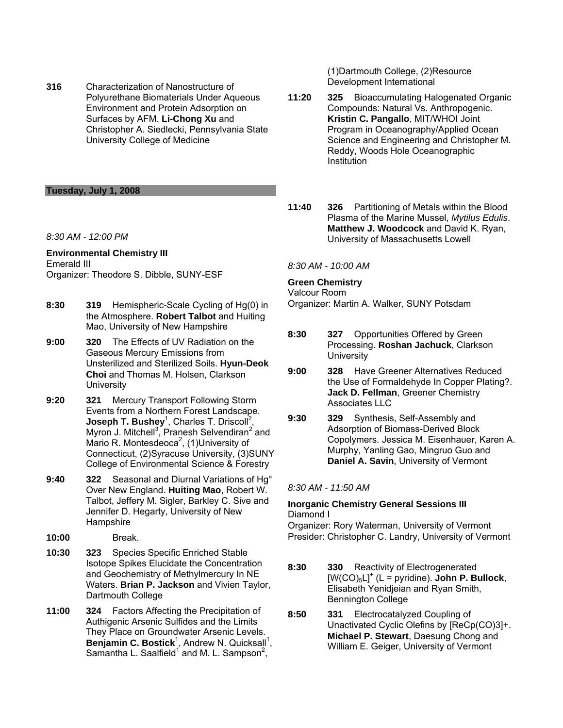**316** Characterization of Nanostructure of Polyurethane Biomaterials Under Aqueous Environment and Protein Adsorption on Surfaces by AFM. **Li-Chong Xu** and Christopher A. Siedlecki, Pennsylvania State University College of Medicine

## Tuesday, July 1, 2008

*8:30 AM - 12:00 PM*

### Environmental Chemistry III

Emerald III
Organizer: Theodore S. Dibble, SUNY-ESF

**8:30** **319** Hemispheric-Scale Cycling of Hg(0) in the Atmosphere. **Robert Talbot** and Huiting Mao, University of New Hampshire

**9:00** **320** The Effects of UV Radiation on the Gaseous Mercury Emissions from Unsterilized and Sterilized Soils. **Hyun-Deok Choi** and Thomas M. Holsen, Clarkson University

**9:20** **321** Mercury Transport Following Storm Events from a Northern Forest Landscape. **Joseph T. Bushey**[1], Charles T. Driscoll[2], Myron J. Mitchell[3], Pranesh Selvendiran[2] and Mario R. Montesdeoca[2], (1)University of Connecticut, (2)Syracuse University, (3)SUNY College of Environmental Science & Forestry

**9:40** **322** Seasonal and Diurnal Variations of Hg° Over New England. **Huiting Mao**, Robert W. Talbot, Jeffery M. Sigler, Barkley C. Sive and Jennifer D. Hegarty, University of New Hampshire

**10:00** Break.

**10:30** **323** Species Specific Enriched Stable Isotope Spikes Elucidate the Concentration and Geochemistry of Methylmercury In NE Waters. **Brian P. Jackson** and Vivien Taylor, Dartmouth College

**11:00** **324** Factors Affecting the Precipitation of Authigenic Arsenic Sulfides and the Limits They Place on Groundwater Arsenic Levels. **Benjamin C. Bostick**[1], Andrew N. Quicksall[1], Samantha L. Saalfield[1] and M. L. Sampson[2], (1)Dartmouth College, (2)Resource Development International

**11:20** **325** Bioaccumulating Halogenated Organic Compounds: Natural Vs. Anthropogenic. **Kristin C. Pangallo**, MIT/WHOI Joint Program in Oceanography/Applied Ocean Science and Engineering and Christopher M. Reddy, Woods Hole Oceanographic Institution

**11:40** **326** Partitioning of Metals within the Blood Plasma of the Marine Mussel, *Mytilus Edulis*. **Matthew J. Woodcock** and David K. Ryan, University of Massachusetts Lowell

*8:30 AM - 10:00 AM*

### Green Chemistry

Valcour Room
Organizer: Martin A. Walker, SUNY Potsdam

**8:30** **327** Opportunities Offered by Green Processing. **Roshan Jachuck**, Clarkson University

**9:00** **328** Have Greener Alternatives Reduced the Use of Formaldehyde In Copper Plating?. **Jack D. Fellman**, Greener Chemistry Associates LLC

**9:30** **329** Synthesis, Self-Assembly and Adsorption of Biomass-Derived Block Copolymers. Jessica M. Eisenhauer, Karen A. Murphy, Yanling Gao, Mingruo Guo and **Daniel A. Savin**, University of Vermont

*8:30 AM - 11:50 AM*

### Inorganic Chemistry General Sessions III

Diamond I
Organizer: Rory Waterman, University of Vermont
Presider: Christopher C. Landry, University of Vermont

**8:30** **330** Reactivity of Electrogenerated $[W(CO)_5L]^+$ (L = pyridine). **John P. Bullock**, Elisabeth Yenidjeian and Ryan Smith, Bennington College

**8:50** **331** Electrocatalyzed Coupling of Unactivated Cyclic Olefins by [ReCp(CO)3]+. **Michael P. Stewart**, Daesung Chong and William E. Geiger, University of Vermont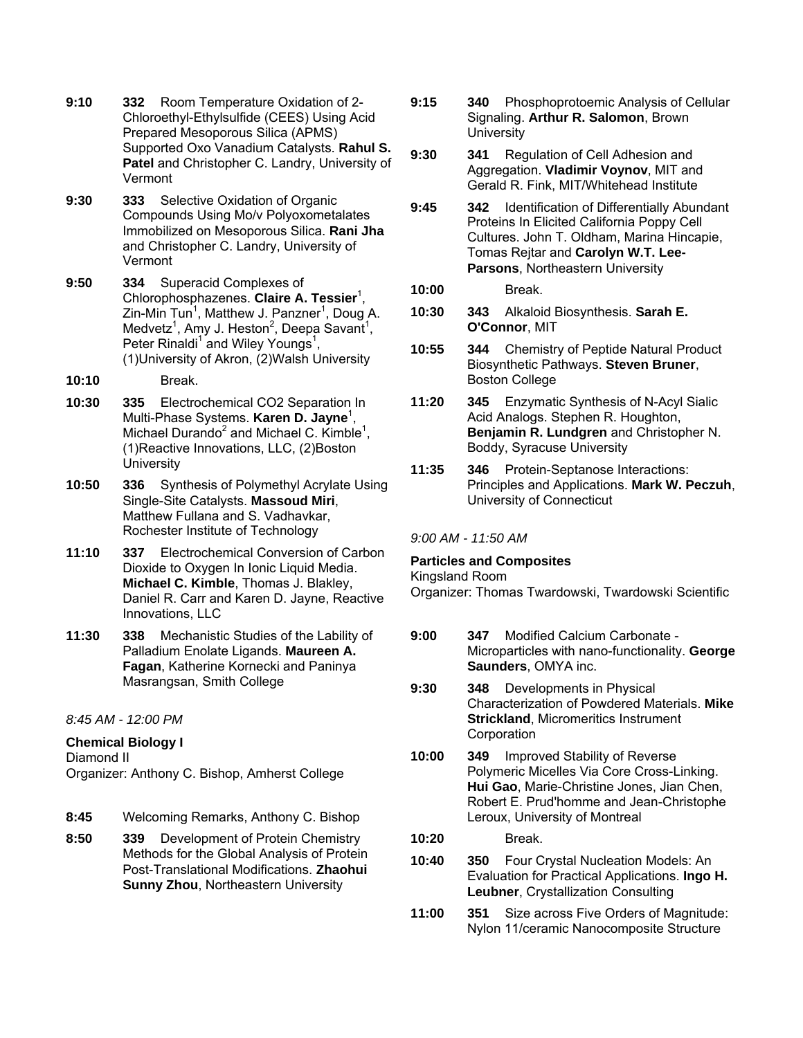**9:10** **332** Room Temperature Oxidation of 2-Chloroethyl-Ethylsulfide (CEES) Using Acid Prepared Mesoporous Silica (APMS) Supported Oxo Vanadium Catalysts. **Rahul S. Patel** and Christopher C. Landry, University of Vermont

**9:30** **333** Selective Oxidation of Organic Compounds Using Mo/v Polyoxometalates Immobilized on Mesoporous Silica. **Rani Jha** and Christopher C. Landry, University of Vermont

**9:50** **334** Superacid Complexes of Chlorophosphazenes. **Claire A. Tessier**[1], Zin-Min Tun[1], Matthew J. Panzner[1], Doug A. Medvetz[1], Amy J. Heston[2], Deepa Savant[1], Peter Rinaldi[1] and Wiley Youngs[1], (1)University of Akron, (2)Walsh University

**10:10** Break.

**10:30** **335** Electrochemical CO2 Separation In Multi-Phase Systems. **Karen D. Jayne**[1], Michael Durando[2] and Michael C. Kimble[1], (1)Reactive Innovations, LLC, (2)Boston University

**10:50** **336** Synthesis of Polymethyl Acrylate Using Single-Site Catalysts. **Massoud Miri**, Matthew Fullana and S. Vadhavkar, Rochester Institute of Technology

**11:10** **337** Electrochemical Conversion of Carbon Dioxide to Oxygen In Ionic Liquid Media. **Michael C. Kimble**, Thomas J. Blakley, Daniel R. Carr and Karen D. Jayne, Reactive Innovations, LLC

**11:30** **338** Mechanistic Studies of the Lability of Palladium Enolate Ligands. **Maureen A. Fagan**, Katherine Kornecki and Paninya Masrangsan, Smith College

*8:45 AM - 12:00 PM*

**Chemical Biology I**
Diamond II
Organizer: Anthony C. Bishop, Amherst College

**8:45** Welcoming Remarks, Anthony C. Bishop

**8:50** **339** Development of Protein Chemistry Methods for the Global Analysis of Protein Post-Translational Modifications. **Zhaohui Sunny Zhou**, Northeastern University

**9:15** **340** Phosphoprotoemic Analysis of Cellular Signaling. **Arthur R. Salomon**, Brown University

**9:30** **341** Regulation of Cell Adhesion and Aggregation. **Vladimir Voynov**, MIT and Gerald R. Fink, MIT/Whitehead Institute

**9:45** **342** Identification of Differentially Abundant Proteins In Elicited California Poppy Cell Cultures. John T. Oldham, Marina Hincapie, Tomas Rejtar and **Carolyn W.T. Lee-Parsons**, Northeastern University

**10:00** Break.

**10:30** **343** Alkaloid Biosynthesis. **Sarah E. O'Connor**, MIT

**10:55** **344** Chemistry of Peptide Natural Product Biosynthetic Pathways. **Steven Bruner**, Boston College

**11:20** **345** Enzymatic Synthesis of N-Acyl Sialic Acid Analogs. Stephen R. Houghton, **Benjamin R. Lundgren** and Christopher N. Boddy, Syracuse University

**11:35** **346** Protein-Septanose Interactions: Principles and Applications. **Mark W. Peczuh**, University of Connecticut

*9:00 AM - 11:50 AM*

**Particles and Composites**
Kingsland Room
Organizer: Thomas Twardowski, Twardowski Scientific

**9:00** **347** Modified Calcium Carbonate - Microparticles with nano-functionality. **George Saunders**, OMYA inc.

**9:30** **348** Developments in Physical Characterization of Powdered Materials. **Mike Strickland**, Micromeritics Instrument Corporation

**10:00** **349** Improved Stability of Reverse Polymeric Micelles Via Core Cross-Linking. **Hui Gao**, Marie-Christine Jones, Jian Chen, Robert E. Prud'homme and Jean-Christophe Leroux, University of Montreal

**10:20** Break.

**10:40** **350** Four Crystal Nucleation Models: An Evaluation for Practical Applications. **Ingo H. Leubner**, Crystallization Consulting

**11:00** **351** Size across Five Orders of Magnitude: Nylon 11/ceramic Nanocomposite Structure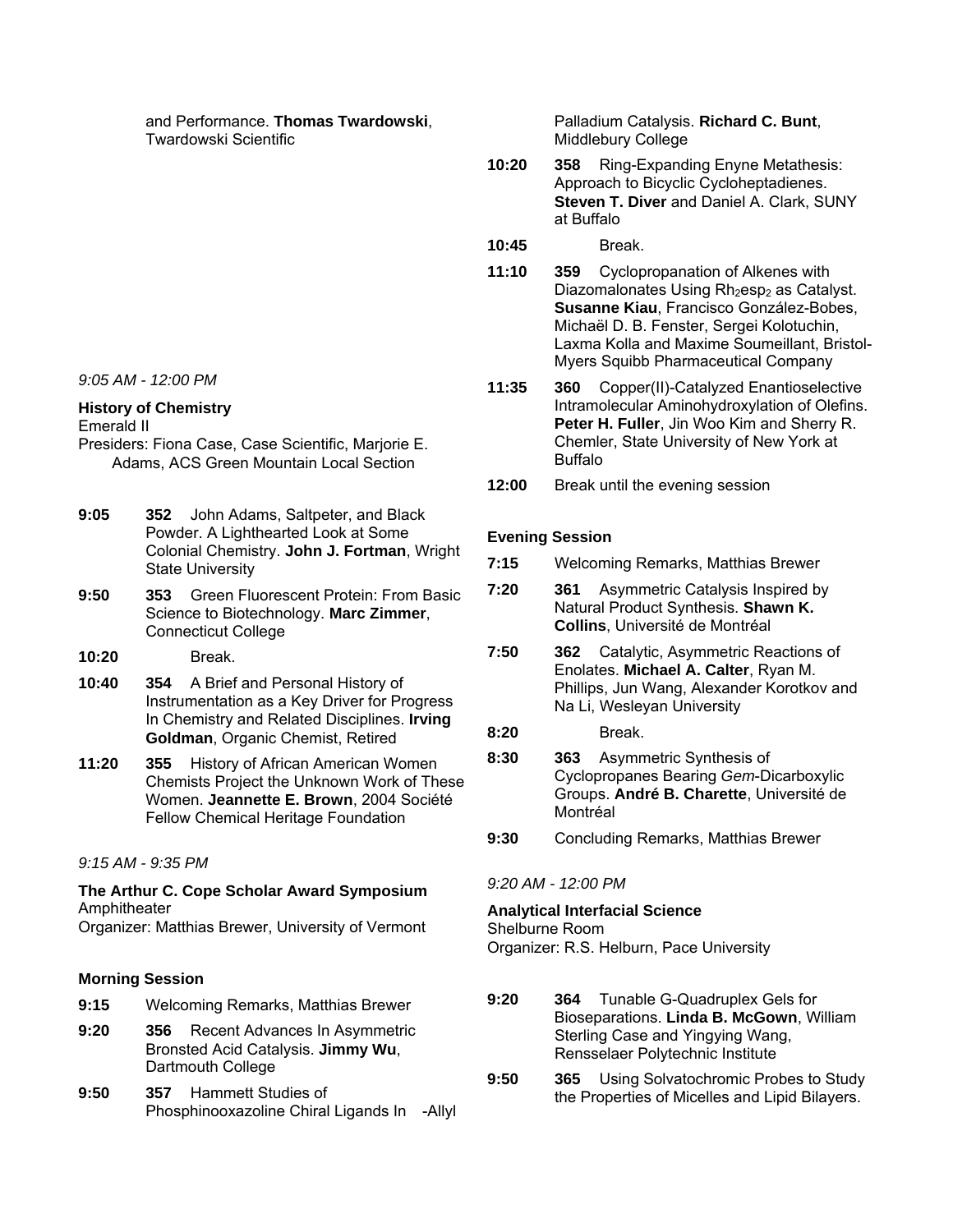and Performance. **Thomas Twardowski**, Twardowski Scientific

*9:05 AM - 12:00 PM*

**History of Chemistry**
Emerald II
Presiders: Fiona Case, Case Scientific, Marjorie E. Adams, ACS Green Mountain Local Section

**9:05** **352** John Adams, Saltpeter, and Black Powder. A Lighthearted Look at Some Colonial Chemistry. **John J. Fortman**, Wright State University

**9:50** **353** Green Fluorescent Protein: From Basic Science to Biotechnology. **Marc Zimmer**, Connecticut College

**10:20** Break.

**10:40** **354** A Brief and Personal History of Instrumentation as a Key Driver for Progress In Chemistry and Related Disciplines. **Irving Goldman**, Organic Chemist, Retired

**11:20** **355** History of African American Women Chemists Project the Unknown Work of These Women. **Jeannette E. Brown**, 2004 Société Fellow Chemical Heritage Foundation

*9:15 AM - 9:35 PM*

**The Arthur C. Cope Scholar Award Symposium**
Amphitheater
Organizer: Matthias Brewer, University of Vermont

**Morning Session**

**9:15** Welcoming Remarks, Matthias Brewer

**9:20** **356** Recent Advances In Asymmetric Bronsted Acid Catalysis. **Jimmy Wu**, Dartmouth College

**9:50** **357** Hammett Studies of Phosphinooxazoline Chiral Ligands In -Allyl Palladium Catalysis. **Richard C. Bunt**, Middlebury College

**10:20** **358** Ring-Expanding Enyne Metathesis: Approach to Bicyclic Cycloheptadienes. **Steven T. Diver** and Daniel A. Clark, SUNY at Buffalo

**10:45** Break.

**11:10** **359** Cyclopropanation of Alkenes with Diazomalonates Using $Rh_2esp_2$ as Catalyst. **Susanne Kiau**, Francisco González-Bobes, Michaël D. B. Fenster, Sergei Kolotuchin, Laxma Kolla and Maxime Soumeillant, Bristol-Myers Squibb Pharmaceutical Company

**11:35** **360** Copper(II)-Catalyzed Enantioselective Intramolecular Aminohydroxylation of Olefins. **Peter H. Fuller**, Jin Woo Kim and Sherry R. Chemler, State University of New York at Buffalo

**12:00** Break until the evening session

**Evening Session**

**7:15** Welcoming Remarks, Matthias Brewer

**7:20** **361** Asymmetric Catalysis Inspired by Natural Product Synthesis. **Shawn K. Collins**, Université de Montréal

**7:50** **362** Catalytic, Asymmetric Reactions of Enolates. **Michael A. Calter**, Ryan M. Phillips, Jun Wang, Alexander Korotkov and Na Li, Wesleyan University

**8:20** Break.

**8:30** **363** Asymmetric Synthesis of Cyclopropanes Bearing *Gem*-Dicarboxylic Groups. **André B. Charette**, Université de Montréal

**9:30** Concluding Remarks, Matthias Brewer

*9:20 AM - 12:00 PM*

**Analytical Interfacial Science**
Shelburne Room
Organizer: R.S. Helburn, Pace University

**9:20** **364** Tunable G-Quadruplex Gels for Bioseparations. **Linda B. McGown**, William Sterling Case and Yingying Wang, Rensselaer Polytechnic Institute

**9:50** **365** Using Solvatochromic Probes to Study the Properties of Micelles and Lipid Bilayers.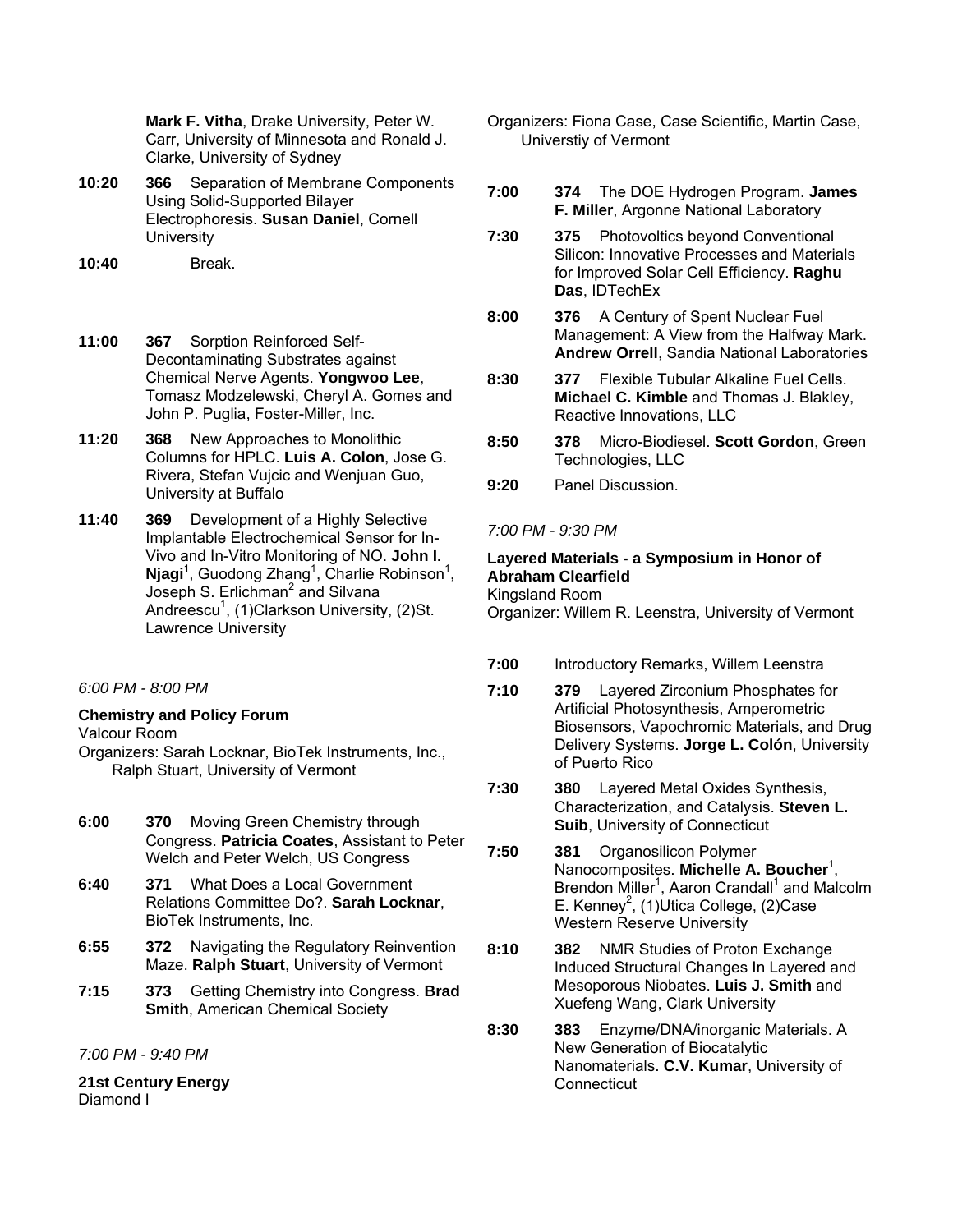**Mark F. Vitha**, Drake University, Peter W. Carr, University of Minnesota and Ronald J. Clarke, University of Sydney

**10:20** **366** Separation of Membrane Components Using Solid-Supported Bilayer Electrophoresis. **Susan Daniel**, Cornell University

**10:40** Break.

**11:00** **367** Sorption Reinforced Self-Decontaminating Substrates against Chemical Nerve Agents. **Yongwoo Lee**, Tomasz Modzelewski, Cheryl A. Gomes and John P. Puglia, Foster-Miller, Inc.

**11:20** **368** New Approaches to Monolithic Columns for HPLC. **Luis A. Colon**, Jose G. Rivera, Stefan Vujcic and Wenjuan Guo, University at Buffalo

**11:40** **369** Development of a Highly Selective Implantable Electrochemical Sensor for In-Vivo and In-Vitro Monitoring of NO. **John I. Njagi**[1], Guodong Zhang[1], Charlie Robinson[1], Joseph S. Erlichman[2] and Silvana Andreescu[1], (1)Clarkson University, (2)St. Lawrence University

*6:00 PM - 8:00 PM*

**Chemistry and Policy Forum**
Valcour Room
Organizers: Sarah Locknar, BioTek Instruments, Inc., Ralph Stuart, University of Vermont

**6:00** **370** Moving Green Chemistry through Congress. **Patricia Coates**, Assistant to Peter Welch and Peter Welch, US Congress

**6:40** **371** What Does a Local Government Relations Committee Do?. **Sarah Locknar**, BioTek Instruments, Inc.

**6:55** **372** Navigating the Regulatory Reinvention Maze. **Ralph Stuart**, University of Vermont

**7:15** **373** Getting Chemistry into Congress. **Brad Smith**, American Chemical Society

*7:00 PM - 9:40 PM*

**21st Century Energy**
Diamond I
Organizers: Fiona Case, Case Scientific, Martin Case, Universtiy of Vermont

**7:00** **374** The DOE Hydrogen Program. **James F. Miller**, Argonne National Laboratory

**7:30** **375** Photovoltics beyond Conventional Silicon: Innovative Processes and Materials for Improved Solar Cell Efficiency. **Raghu Das**, IDTechEx

**8:00** **376** A Century of Spent Nuclear Fuel Management: A View from the Halfway Mark. **Andrew Orrell**, Sandia National Laboratories

**8:30** **377** Flexible Tubular Alkaline Fuel Cells. **Michael C. Kimble** and Thomas J. Blakley, Reactive Innovations, LLC

**8:50** **378** Micro-Biodiesel. **Scott Gordon**, Green Technologies, LLC

**9:20** Panel Discussion.

*7:00 PM - 9:30 PM*

**Layered Materials - a Symposium in Honor of Abraham Clearfield**
Kingsland Room
Organizer: Willem R. Leenstra, University of Vermont

**7:00** Introductory Remarks, Willem Leenstra

**7:10** **379** Layered Zirconium Phosphates for Artificial Photosynthesis, Amperometric Biosensors, Vapochromic Materials, and Drug Delivery Systems. **Jorge L. Colón**, University of Puerto Rico

**7:30** **380** Layered Metal Oxides Synthesis, Characterization, and Catalysis. **Steven L. Suib**, University of Connecticut

**7:50** **381** Organosilicon Polymer Nanocomposites. **Michelle A. Boucher**[1], Brendon Miller[1], Aaron Crandall[1] and Malcolm E. Kenney[2], (1)Utica College, (2)Case Western Reserve University

**8:10** **382** NMR Studies of Proton Exchange Induced Structural Changes In Layered and Mesoporous Niobates. **Luis J. Smith** and Xuefeng Wang, Clark University

**8:30** **383** Enzyme/DNA/inorganic Materials. A New Generation of Biocatalytic Nanomaterials. **C.V. Kumar**, University of Connecticut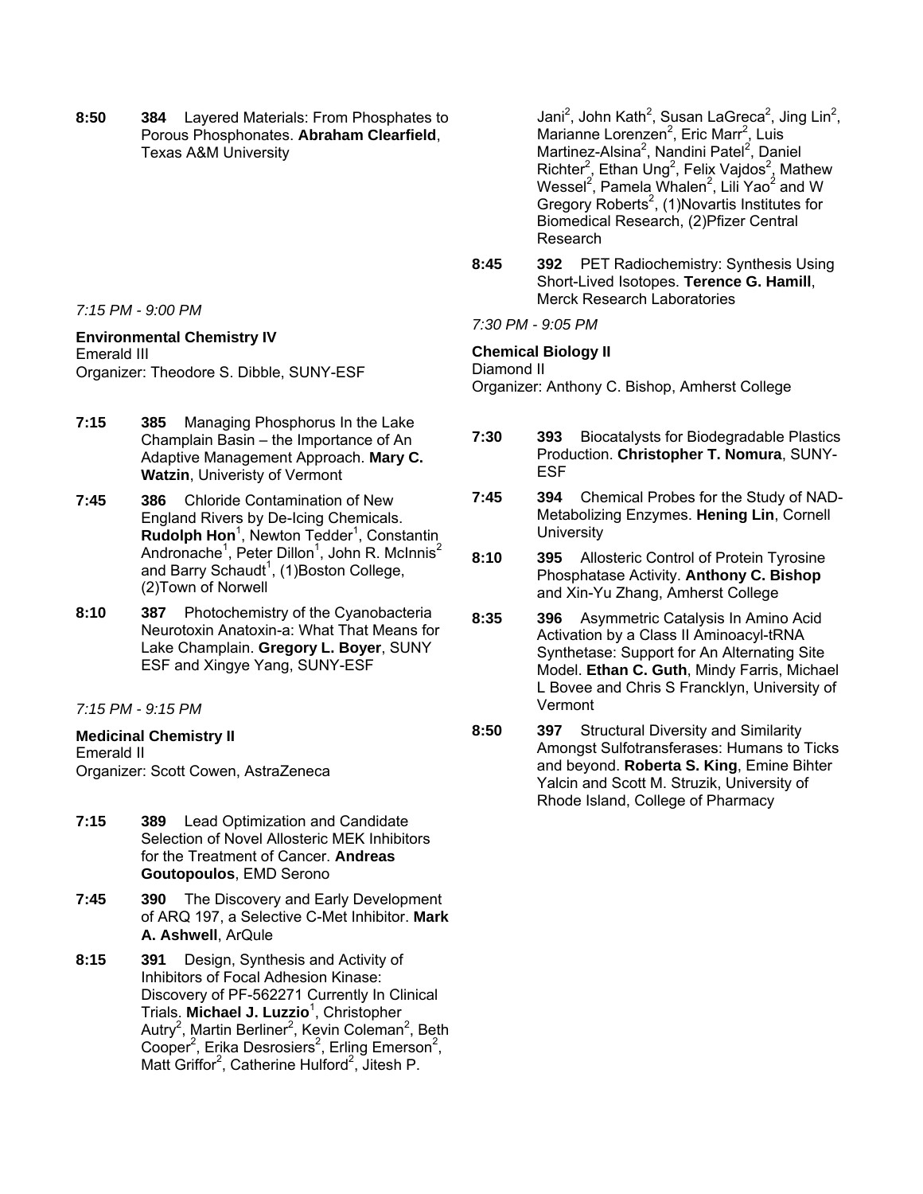**8:50** **384** Layered Materials: From Phosphates to Porous Phosphonates. **Abraham Clearfield**, Texas A&M University

*7:15 PM - 9:00 PM*

**Environmental Chemistry IV**
Emerald III
Organizer: Theodore S. Dibble, SUNY-ESF

**7:15** **385** Managing Phosphorus In the Lake Champlain Basin – the Importance of An Adaptive Management Approach. **Mary C. Watzin**, Univeristy of Vermont

**7:45** **386** Chloride Contamination of New England Rivers by De-Icing Chemicals. **Rudolph Hon**[1], Newton Tedder[1], Constantin Andronache[1], Peter Dillon[1], John R. McInnis[2] and Barry Schaudt[1], (1)Boston College, (2)Town of Norwell

**8:10** **387** Photochemistry of the Cyanobacteria Neurotoxin Anatoxin-a: What That Means for Lake Champlain. **Gregory L. Boyer**, SUNY ESF and Xingye Yang, SUNY-ESF

*7:15 PM - 9:15 PM*

**Medicinal Chemistry II**
Emerald II
Organizer: Scott Cowen, AstraZeneca

**7:15** **389** Lead Optimization and Candidate Selection of Novel Allosteric MEK Inhibitors for the Treatment of Cancer. **Andreas Goutopoulos**, EMD Serono

**7:45** **390** The Discovery and Early Development of ARQ 197, a Selective C-Met Inhibitor. **Mark A. Ashwell**, ArQule

**8:15** **391** Design, Synthesis and Activity of Inhibitors of Focal Adhesion Kinase: Discovery of PF-562271 Currently In Clinical Trials. **Michael J. Luzzio**[1], Christopher Autry[2], Martin Berliner[2], Kevin Coleman[2], Beth Cooper[2], Erika Desrosiers[2], Erling Emerson[2], Matt Griffor[2], Catherine Hulford[2], Jitesh P. Jani[2], John Kath[2], Susan LaGreca[2], Jing Lin[2], Marianne Lorenzen[2], Eric Marr[2], Luis Martinez-Alsina[2], Nandini Patel[2], Daniel Richter[2], Ethan Ung[2], Felix Vajdos[2], Mathew Wessel[2], Pamela Whalen[2], Lili Yao[2] and W Gregory Roberts[2], (1)Novartis Institutes for Biomedical Research, (2)Pfizer Central Research

**8:45** **392** PET Radiochemistry: Synthesis Using Short-Lived Isotopes. **Terence G. Hamill**, Merck Research Laboratories

*7:30 PM - 9:05 PM*

**Chemical Biology II**
Diamond II
Organizer: Anthony C. Bishop, Amherst College

**7:30** **393** Biocatalysts for Biodegradable Plastics Production. **Christopher T. Nomura**, SUNY-ESF

**7:45** **394** Chemical Probes for the Study of NAD-Metabolizing Enzymes. **Hening Lin**, Cornell University

**8:10** **395** Allosteric Control of Protein Tyrosine Phosphatase Activity. **Anthony C. Bishop** and Xin-Yu Zhang, Amherst College

**8:35** **396** Asymmetric Catalysis In Amino Acid Activation by a Class II Aminoacyl-tRNA Synthetase: Support for An Alternating Site Model. **Ethan C. Guth**, Mindy Farris, Michael L Bovee and Chris S Francklyn, University of Vermont

**8:50** **397** Structural Diversity and Similarity Amongst Sulfotransferases: Humans to Ticks and beyond. **Roberta S. King**, Emine Bihter Yalcin and Scott M. Struzik, University of Rhode Island, College of Pharmacy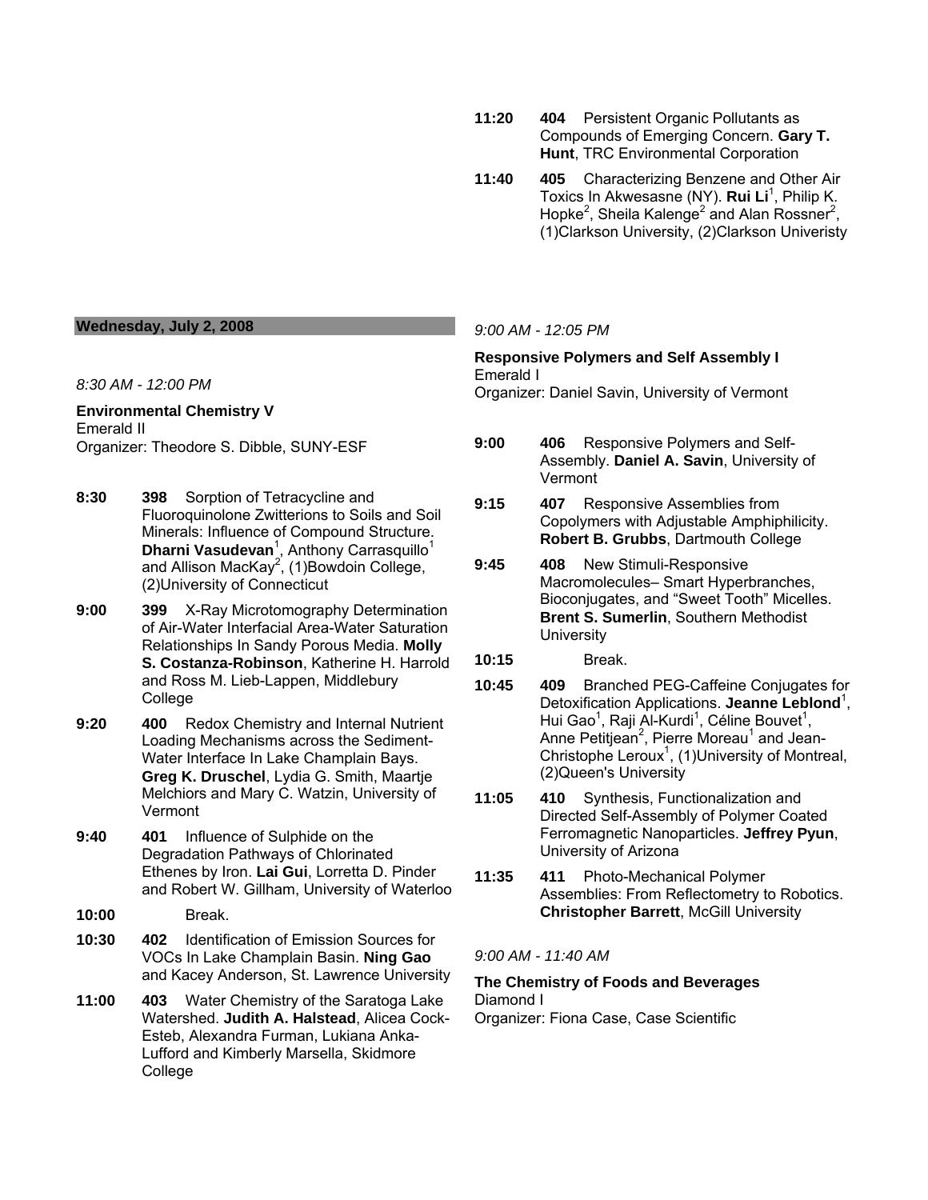**11:20** **404** Persistent Organic Pollutants as Compounds of Emerging Concern. **Gary T. Hunt**, TRC Environmental Corporation

**11:40** **405** Characterizing Benzene and Other Air Toxics In Akwesasne (NY). **Rui Li**[1], Philip K. Hopke[2], Sheila Kalenge[2] and Alan Rossner[2], (1)Clarkson University, (2)Clarkson Univeristy

## Wednesday, July 2, 2008

*8:30 AM - 12:00 PM*

**Environmental Chemistry V**
Emerald II
Organizer: Theodore S. Dibble, SUNY-ESF

**8:30** **398** Sorption of Tetracycline and Fluoroquinolone Zwitterions to Soils and Soil Minerals: Influence of Compound Structure. **Dharni Vasudevan**[1], Anthony Carrasquillo[1] and Allison MacKay[2], (1)Bowdoin College, (2)University of Connecticut

**9:00** **399** X-Ray Microtomography Determination of Air-Water Interfacial Area-Water Saturation Relationships In Sandy Porous Media. **Molly S. Costanza-Robinson**, Katherine H. Harrold and Ross M. Lieb-Lappen, Middlebury College

**9:20** **400** Redox Chemistry and Internal Nutrient Loading Mechanisms across the Sediment-Water Interface In Lake Champlain Bays. **Greg K. Druschel**, Lydia G. Smith, Maartje Melchiors and Mary C. Watzin, University of Vermont

**9:40** **401** Influence of Sulphide on the Degradation Pathways of Chlorinated Ethenes by Iron. **Lai Gui**, Lorretta D. Pinder and Robert W. Gillham, University of Waterloo

**10:00** Break.

**10:30** **402** Identification of Emission Sources for VOCs In Lake Champlain Basin. **Ning Gao** and Kacey Anderson, St. Lawrence University

**11:00** **403** Water Chemistry of the Saratoga Lake Watershed. **Judith A. Halstead**, Alicea Cock-Esteb, Alexandra Furman, Lukiana Anka-Lufford and Kimberly Marsella, Skidmore College

*9:00 AM - 12:05 PM*

**Responsive Polymers and Self Assembly I**
Emerald I
Organizer: Daniel Savin, University of Vermont

**9:00** **406** Responsive Polymers and Self-Assembly. **Daniel A. Savin**, University of Vermont

**9:15** **407** Responsive Assemblies from Copolymers with Adjustable Amphiphilicity. **Robert B. Grubbs**, Dartmouth College

**9:45** **408** New Stimuli-Responsive Macromolecules– Smart Hyperbranches, Bioconjugates, and "Sweet Tooth" Micelles. **Brent S. Sumerlin**, Southern Methodist University

**10:15** Break.

**10:45** **409** Branched PEG-Caffeine Conjugates for Detoxification Applications. **Jeanne Leblond**[1], Hui Gao[1], Raji Al-Kurdi[1], Céline Bouvet[1], Anne Petitjean[2], Pierre Moreau[1] and Jean-Christophe Leroux[1], (1)University of Montreal, (2)Queen's University

**11:05** **410** Synthesis, Functionalization and Directed Self-Assembly of Polymer Coated Ferromagnetic Nanoparticles. **Jeffrey Pyun**, University of Arizona

**11:35** **411** Photo-Mechanical Polymer Assemblies: From Reflectometry to Robotics. **Christopher Barrett**, McGill University

*9:00 AM - 11:40 AM*

**The Chemistry of Foods and Beverages**
Diamond I
Organizer: Fiona Case, Case Scientific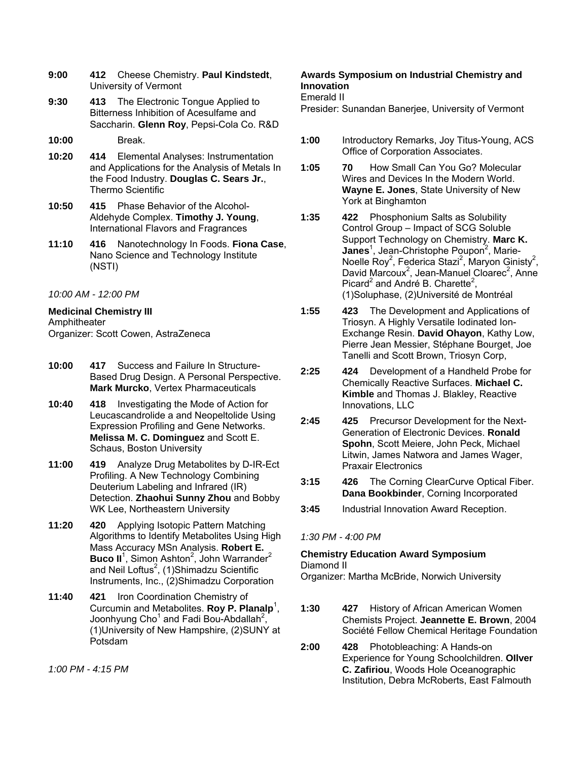**9:00** **412** Cheese Chemistry. **Paul Kindstedt**, University of Vermont

**9:30** **413** The Electronic Tongue Applied to Bitterness Inhibition of Acesulfame and Saccharin. **Glenn Roy**, Pepsi-Cola Co. R&D

**10:00** Break.

**10:20** **414** Elemental Analyses: Instrumentation and Applications for the Analysis of Metals In the Food Industry. **Douglas C. Sears Jr.**, Thermo Scientific

**10:50** **415** Phase Behavior of the Alcohol-Aldehyde Complex. **Timothy J. Young**, International Flavors and Fragrances

**11:10** **416** Nanotechnology In Foods. **Fiona Case**, Nano Science and Technology Institute (NSTI)

*10:00 AM - 12:00 PM*

**Medicinal Chemistry III**
Amphitheater
Organizer: Scott Cowen, AstraZeneca

**10:00** **417** Success and Failure In Structure-Based Drug Design. A Personal Perspective. **Mark Murcko**, Vertex Pharmaceuticals

**10:40** **418** Investigating the Mode of Action for Leucascandrolide a and Neopeltolide Using Expression Profiling and Gene Networks. **Melissa M. C. Dominguez** and Scott E. Schaus, Boston University

**11:00** **419** Analyze Drug Metabolites by D-IR-Ect Profiling. A New Technology Combining Deuterium Labeling and Infrared (IR) Detection. **Zhaohui Sunny Zhou** and Bobby WK Lee, Northeastern University

**11:20** **420** Applying Isotopic Pattern Matching Algorithms to Identify Metabolites Using High Mass Accuracy MSn Analysis. **Robert E. Buco II**[1], Simon Ashton[2], John Warrander[2] and Neil Loftus[2], (1)Shimadzu Scientific Instruments, Inc., (2)Shimadzu Corporation

**11:40** **421** Iron Coordination Chemistry of Curcumin and Metabolites. **Roy P. Planalp**[1], Joonhyung Cho[1] and Fadi Bou-Abdallah[2], (1)University of New Hampshire, (2)SUNY at Potsdam

*1:00 PM - 4:15 PM*

**Awards Symposium on Industrial Chemistry and Innovation**
Emerald II
Presider: Sunandan Banerjee, University of Vermont

**1:00** Introductory Remarks, Joy Titus-Young, ACS Office of Corporation Associates.

**1:05** **70** How Small Can You Go? Molecular Wires and Devices In the Modern World. **Wayne E. Jones**, State University of New York at Binghamton

**1:35** **422** Phosphonium Salts as Solubility Control Group – Impact of SCG Soluble Support Technology on Chemistry. **Marc K. Janes**[1], Jean-Christophe Poupon[2], Marie-Noelle Roy[2], Federica Stazi[2], Maryon Ginisty[2], David Marcoux[2], Jean-Manuel Cloarec[2], Anne Picard[2] and André B. Charette[2], (1)Soluphase, (2)Université de Montréal

**1:55** **423** The Development and Applications of Triosyn. A Highly Versatile Iodinated Ion-Exchange Resin. **David Ohayon**, Kathy Low, Pierre Jean Messier, Stéphane Bourget, Joe Tanelli and Scott Brown, Triosyn Corp,

**2:25** **424** Development of a Handheld Probe for Chemically Reactive Surfaces. **Michael C. Kimble** and Thomas J. Blakley, Reactive Innovations, LLC

**2:45** **425** Precursor Development for the Next-Generation of Electronic Devices. **Ronald Spohn**, Scott Meiere, John Peck, Michael Litwin, James Natwora and James Wager, Praxair Electronics

**3:15** **426** The Corning ClearCurve Optical Fiber. **Dana Bookbinder**, Corning Incorporated

**3:45** Industrial Innovation Award Reception.

*1:30 PM - 4:00 PM*

**Chemistry Education Award Symposium**
Diamond II
Organizer: Martha McBride, Norwich University

**1:30** **427** History of African American Women Chemists Project. **Jeannette E. Brown**, 2004 Société Fellow Chemical Heritage Foundation

**2:00** **428** Photobleaching: A Hands-on Experience for Young Schoolchildren. **OIlver C. Zafiriou**, Woods Hole Oceanographic Institution, Debra McRoberts, East Falmouth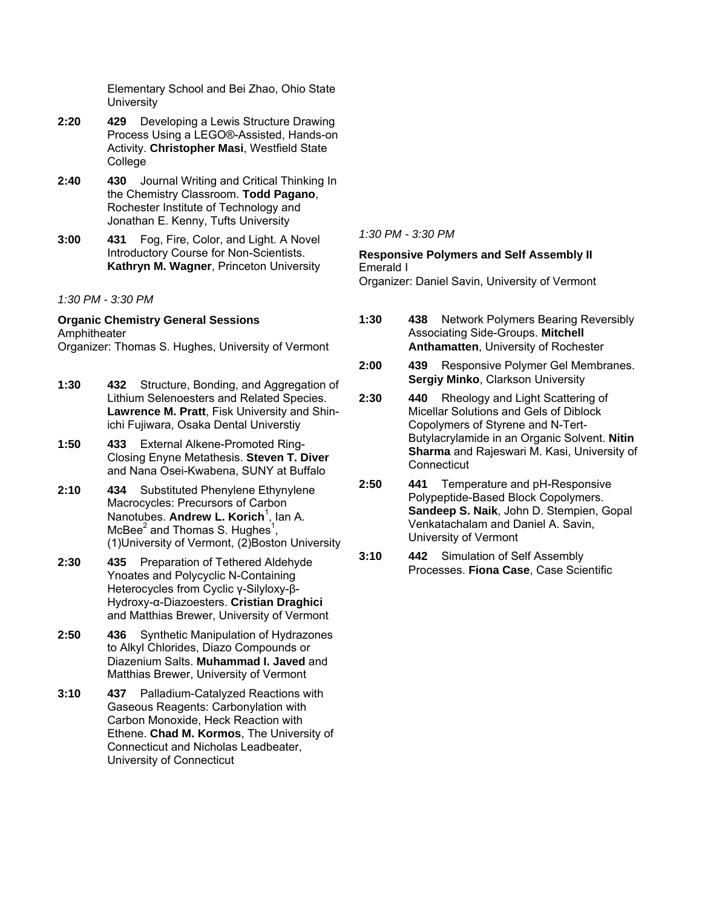Elementary School and Bei Zhao, Ohio State University

**2:20** **429** Developing a Lewis Structure Drawing Process Using a LEGO®-Assisted, Hands-on Activity. **Christopher Masi**, Westfield State College

**2:40** **430** Journal Writing and Critical Thinking In the Chemistry Classroom. **Todd Pagano**, Rochester Institute of Technology and Jonathan E. Kenny, Tufts University

**3:00** **431** Fog, Fire, Color, and Light. A Novel Introductory Course for Non-Scientists. **Kathryn M. Wagner**, Princeton University

*1:30 PM - 3:30 PM*

**Organic Chemistry General Sessions**
Amphitheater
Organizer: Thomas S. Hughes, University of Vermont

**1:30** **432** Structure, Bonding, and Aggregation of Lithium Selenoesters and Related Species. **Lawrence M. Pratt**, Fisk University and Shin-ichi Fujiwara, Osaka Dental Universtiy

**1:50** **433** External Alkene-Promoted Ring-Closing Enyne Metathesis. **Steven T. Diver** and Nana Osei-Kwabena, SUNY at Buffalo

**2:10** **434** Substituted Phenylene Ethynylene Macrocycles: Precursors of Carbon Nanotubes. **Andrew L. Korich**[1], Ian A. McBee[2] and Thomas S. Hughes[1], (1)University of Vermont, (2)Boston University

**2:30** **435** Preparation of Tethered Aldehyde Ynoates and Polycyclic N-Containing Heterocycles from Cyclic γ-Silyloxy-β-Hydroxy-α-Diazoesters. **Cristian Draghici** and Matthias Brewer, University of Vermont

**2:50** **436** Synthetic Manipulation of Hydrazones to Alkyl Chlorides, Diazo Compounds or Diazenium Salts. **Muhammad I. Javed** and Matthias Brewer, University of Vermont

**3:10** **437** Palladium-Catalyzed Reactions with Gaseous Reagents: Carbonylation with Carbon Monoxide, Heck Reaction with Ethene. **Chad M. Kormos**, The University of Connecticut and Nicholas Leadbeater, University of Connecticut

*1:30 PM - 3:30 PM*

**Responsive Polymers and Self Assembly II**
Emerald I
Organizer: Daniel Savin, University of Vermont

**1:30** **438** Network Polymers Bearing Reversibly Associating Side-Groups. **Mitchell Anthamatten**, University of Rochester

**2:00** **439** Responsive Polymer Gel Membranes. **Sergiy Minko**, Clarkson University

**2:30** **440** Rheology and Light Scattering of Micellar Solutions and Gels of Diblock Copolymers of Styrene and N-Tert-Butylacrylamide in an Organic Solvent. **Nitin Sharma** and Rajeswari M. Kasi, University of Connecticut

**2:50** **441** Temperature and pH-Responsive Polypeptide-Based Block Copolymers. **Sandeep S. Naik**, John D. Stempien, Gopal Venkatachalam and Daniel A. Savin, University of Vermont

**3:10** **442** Simulation of Self Assembly Processes. **Fiona Case**, Case Scientific